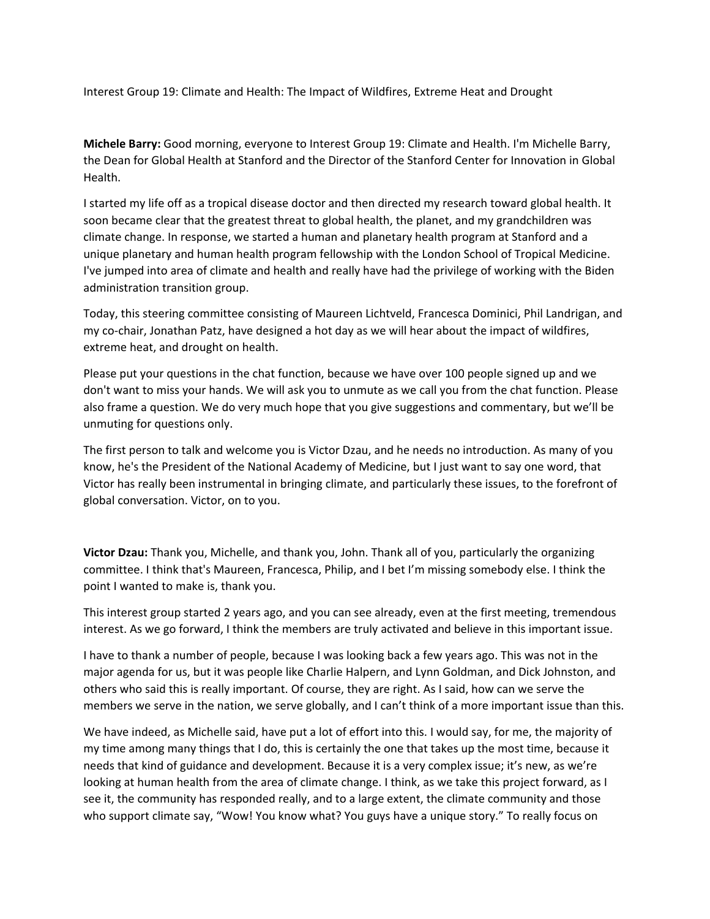Interest Group 19: Climate and Health: The Impact of Wildfires, Extreme Heat and Drought

**Michele Barry:** Good morning, everyone to Interest Group 19: Climate and Health. I'm Michelle Barry, the Dean for Global Health at Stanford and the Director of the Stanford Center for Innovation in Global Health.

I started my life off as a tropical disease doctor and then directed my research toward global health. It soon became clear that the greatest threat to global health, the planet, and my grandchildren was climate change. In response, we started a human and planetary health program at Stanford and a unique planetary and human health program fellowship with the London School of Tropical Medicine. I've jumped into area of climate and health and really have had the privilege of working with the Biden administration transition group.

Today, this steering committee consisting of Maureen Lichtveld, Francesca Dominici, Phil Landrigan, and my co-chair, Jonathan Patz, have designed a hot day as we will hear about the impact of wildfires, extreme heat, and drought on health.

Please put your questions in the chat function, because we have over 100 people signed up and we don't want to miss your hands. We will ask you to unmute as we call you from the chat function. Please also frame a question. We do very much hope that you give suggestions and commentary, but we'll be unmuting for questions only.

The first person to talk and welcome you is Victor Dzau, and he needs no introduction. As many of you know, he's the President of the National Academy of Medicine, but I just want to say one word, that Victor has really been instrumental in bringing climate, and particularly these issues, to the forefront of global conversation. Victor, on to you.

**Victor Dzau:** Thank you, Michelle, and thank you, John. Thank all of you, particularly the organizing committee. I think that's Maureen, Francesca, Philip, and I bet I'm missing somebody else. I think the point I wanted to make is, thank you.

This interest group started 2 years ago, and you can see already, even at the first meeting, tremendous interest. As we go forward, I think the members are truly activated and believe in this important issue.

I have to thank a number of people, because I was looking back a few years ago. This was not in the major agenda for us, but it was people like Charlie Halpern, and Lynn Goldman, and Dick Johnston, and others who said this is really important. Of course, they are right. As I said, how can we serve the members we serve in the nation, we serve globally, and I can't think of a more important issue than this.

We have indeed, as Michelle said, have put a lot of effort into this. I would say, for me, the majority of my time among many things that I do, this is certainly the one that takes up the most time, because it needs that kind of guidance and development. Because it is a very complex issue; it's new, as we're looking at human health from the area of climate change. I think, as we take this project forward, as I see it, the community has responded really, and to a large extent, the climate community and those who support climate say, "Wow! You know what? You guys have a unique story." To really focus on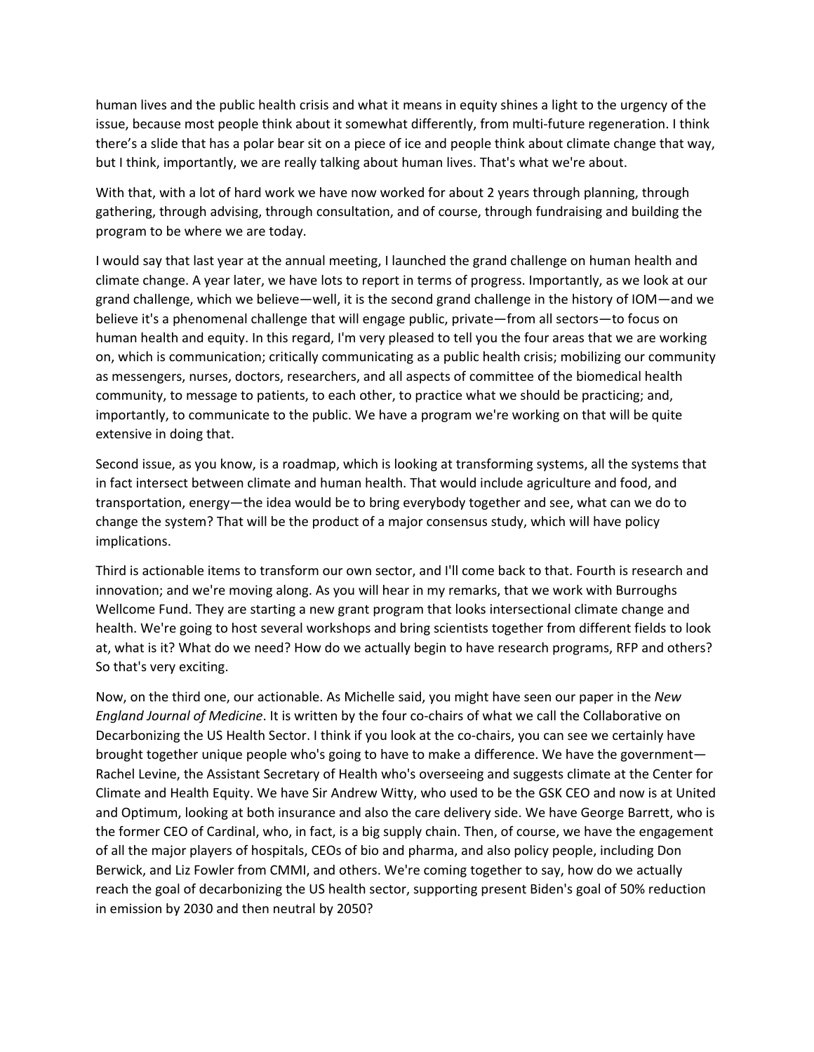human lives and the public health crisis and what it means in equity shines a light to the urgency of the issue, because most people think about it somewhat differently, from multi-future regeneration. I think there's a slide that has a polar bear sit on a piece of ice and people think about climate change that way, but I think, importantly, we are really talking about human lives. That's what we're about.

With that, with a lot of hard work we have now worked for about 2 years through planning, through gathering, through advising, through consultation, and of course, through fundraising and building the program to be where we are today.

I would say that last year at the annual meeting, I launched the grand challenge on human health and climate change. A year later, we have lots to report in terms of progress. Importantly, as we look at our grand challenge, which we believe—well, it is the second grand challenge in the history of IOM—and we believe it's a phenomenal challenge that will engage public, private—from all sectors—to focus on human health and equity. In this regard, I'm very pleased to tell you the four areas that we are working on, which is communication; critically communicating as a public health crisis; mobilizing our community as messengers, nurses, doctors, researchers, and all aspects of committee of the biomedical health community, to message to patients, to each other, to practice what we should be practicing; and, importantly, to communicate to the public. We have a program we're working on that will be quite extensive in doing that.

Second issue, as you know, is a roadmap, which is looking at transforming systems, all the systems that in fact intersect between climate and human health. That would include agriculture and food, and transportation, energy—the idea would be to bring everybody together and see, what can we do to change the system? That will be the product of a major consensus study, which will have policy implications.

Third is actionable items to transform our own sector, and I'll come back to that. Fourth is research and innovation; and we're moving along. As you will hear in my remarks, that we work with Burroughs Wellcome Fund. They are starting a new grant program that looks intersectional climate change and health. We're going to host several workshops and bring scientists together from different fields to look at, what is it? What do we need? How do we actually begin to have research programs, RFP and others? So that's very exciting.

Now, on the third one, our actionable. As Michelle said, you might have seen our paper in the *New England Journal of Medicine*. It is written by the four co-chairs of what we call the Collaborative on Decarbonizing the US Health Sector. I think if you look at the co-chairs, you can see we certainly have brought together unique people who's going to have to make a difference. We have the government—Rachel Levine, the Assistant Secretary of Health who's overseeing and suggests climate at the Center for Climate and Health Equity. We have Sir Andrew Witty, who used to be the GSK CEO and now is at United and Optimum, looking at both insurance and also the care delivery side. We have George Barrett, who is the former CEO of Cardinal, who, in fact, is a big supply chain. Then, of course, we have the engagement of all the major players of hospitals, CEOs of bio and pharma, and also policy people, including Don Berwick, and Liz Fowler from CMMI, and others. We're coming together to say, how do we actually reach the goal of decarbonizing the US health sector, supporting present Biden's goal of 50% reduction in emission by 2030 and then neutral by 2050?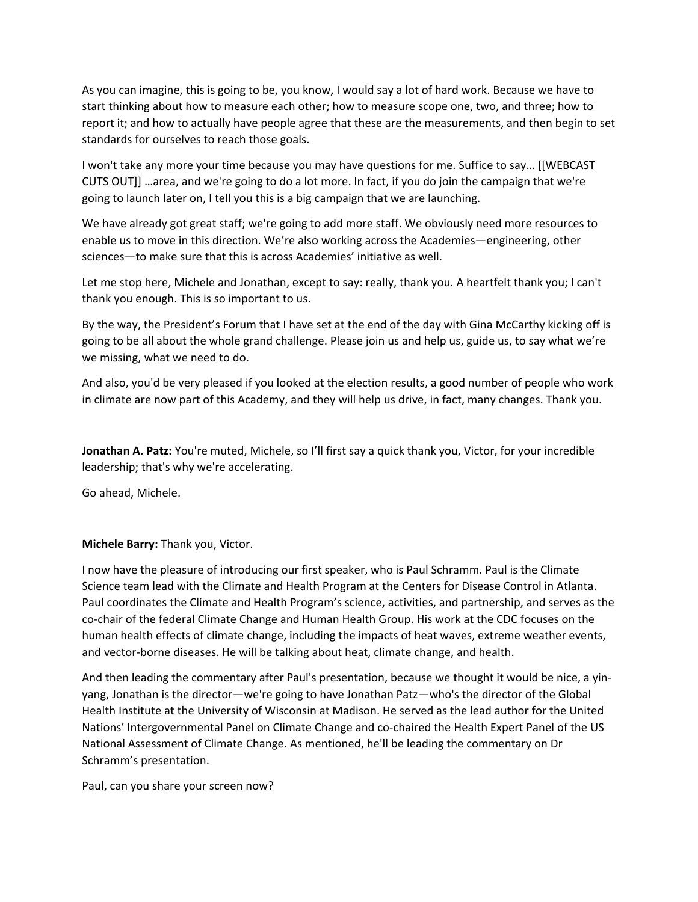As you can imagine, this is going to be, you know, I would say a lot of hard work. Because we have to start thinking about how to measure each other; how to measure scope one, two, and three; how to report it; and how to actually have people agree that these are the measurements, and then begin to set standards for ourselves to reach those goals.

I won't take any more your time because you may have questions for me. Suffice to say… [[WEBCAST CUTS OUT]] …area, and we're going to do a lot more. In fact, if you do join the campaign that we're going to launch later on, I tell you this is a big campaign that we are launching.

We have already got great staff; we're going to add more staff. We obviously need more resources to enable us to move in this direction. We're also working across the Academies—engineering, other sciences—to make sure that this is across Academies' initiative as well.

Let me stop here, Michele and Jonathan, except to say: really, thank you. A heartfelt thank you; I can't thank you enough. This is so important to us.

By the way, the President's Forum that I have set at the end of the day with Gina McCarthy kicking off is going to be all about the whole grand challenge. Please join us and help us, guide us, to say what we're we missing, what we need to do.

And also, you'd be very pleased if you looked at the election results, a good number of people who work in climate are now part of this Academy, and they will help us drive, in fact, many changes. Thank you.

**Jonathan A. Patz:** You're muted, Michele, so I'll first say a quick thank you, Victor, for your incredible leadership; that's why we're accelerating.

Go ahead, Michele.

**Michele Barry:** Thank you, Victor.

I now have the pleasure of introducing our first speaker, who is Paul Schramm. Paul is the Climate Science team lead with the Climate and Health Program at the Centers for Disease Control in Atlanta. Paul coordinates the Climate and Health Program's science, activities, and partnership, and serves as the co-chair of the federal Climate Change and Human Health Group. His work at the CDC focuses on the human health effects of climate change, including the impacts of heat waves, extreme weather events, and vector-borne diseases. He will be talking about heat, climate change, and health.

And then leading the commentary after Paul's presentation, because we thought it would be nice, a yin-yang, Jonathan is the director—we're going to have Jonathan Patz—who's the director of the Global Health Institute at the University of Wisconsin at Madison. He served as the lead author for the United Nations' Intergovernmental Panel on Climate Change and co-chaired the Health Expert Panel of the US National Assessment of Climate Change. As mentioned, he'll be leading the commentary on Dr Schramm's presentation.

Paul, can you share your screen now?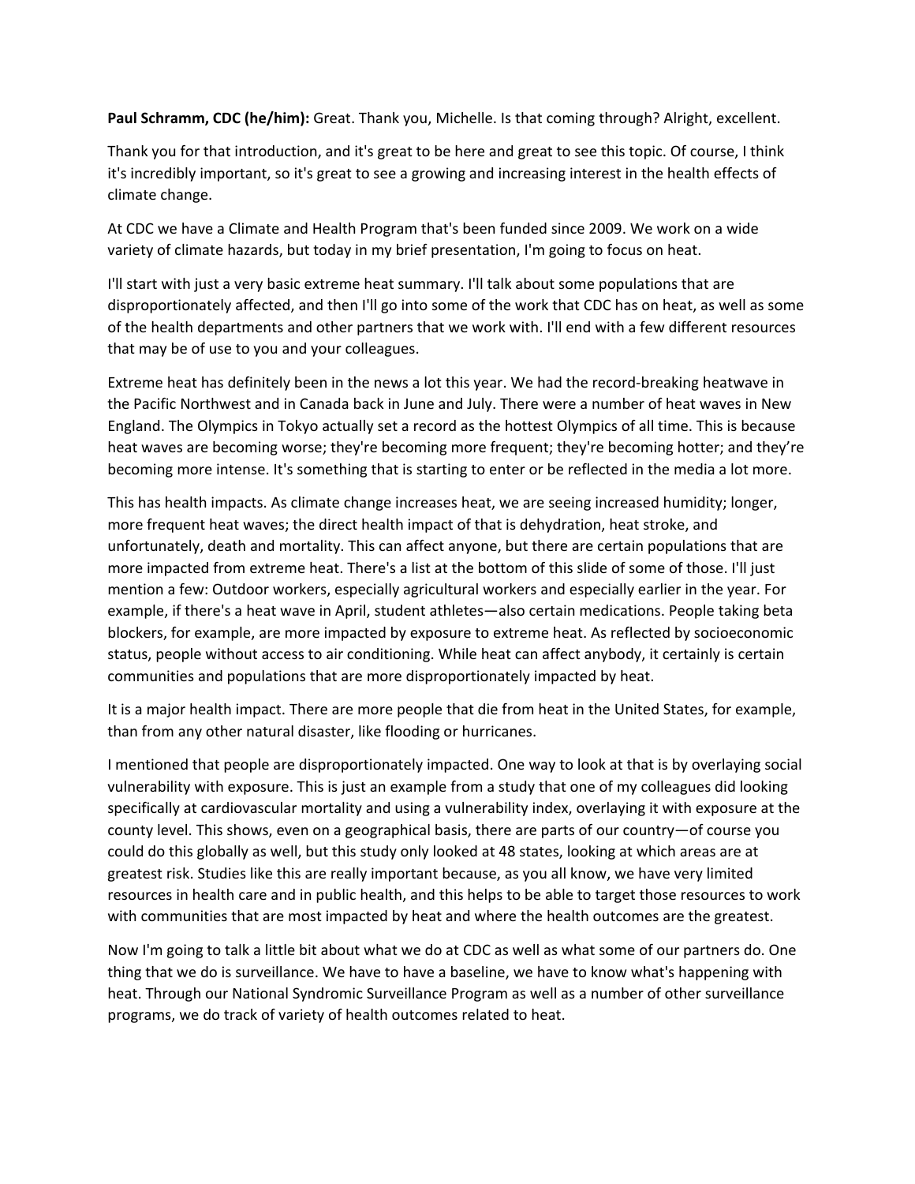**Paul Schramm, CDC (he/him):** Great. Thank you, Michelle. Is that coming through? Alright, excellent.

Thank you for that introduction, and it's great to be here and great to see this topic. Of course, I think it's incredibly important, so it's great to see a growing and increasing interest in the health effects of climate change.

At CDC we have a Climate and Health Program that's been funded since 2009. We work on a wide variety of climate hazards, but today in my brief presentation, I'm going to focus on heat.

I'll start with just a very basic extreme heat summary. I'll talk about some populations that are disproportionately affected, and then I'll go into some of the work that CDC has on heat, as well as some of the health departments and other partners that we work with. I'll end with a few different resources that may be of use to you and your colleagues.

Extreme heat has definitely been in the news a lot this year. We had the record-breaking heatwave in the Pacific Northwest and in Canada back in June and July. There were a number of heat waves in New England. The Olympics in Tokyo actually set a record as the hottest Olympics of all time. This is because heat waves are becoming worse; they're becoming more frequent; they're becoming hotter; and they're becoming more intense. It's something that is starting to enter or be reflected in the media a lot more.

This has health impacts. As climate change increases heat, we are seeing increased humidity; longer, more frequent heat waves; the direct health impact of that is dehydration, heat stroke, and unfortunately, death and mortality. This can affect anyone, but there are certain populations that are more impacted from extreme heat. There's a list at the bottom of this slide of some of those. I'll just mention a few: Outdoor workers, especially agricultural workers and especially earlier in the year. For example, if there's a heat wave in April, student athletes—also certain medications. People taking beta blockers, for example, are more impacted by exposure to extreme heat. As reflected by socioeconomic status, people without access to air conditioning. While heat can affect anybody, it certainly is certain communities and populations that are more disproportionately impacted by heat.

It is a major health impact. There are more people that die from heat in the United States, for example, than from any other natural disaster, like flooding or hurricanes.

I mentioned that people are disproportionately impacted. One way to look at that is by overlaying social vulnerability with exposure. This is just an example from a study that one of my colleagues did looking specifically at cardiovascular mortality and using a vulnerability index, overlaying it with exposure at the county level. This shows, even on a geographical basis, there are parts of our country—of course you could do this globally as well, but this study only looked at 48 states, looking at which areas are at greatest risk. Studies like this are really important because, as you all know, we have very limited resources in health care and in public health, and this helps to be able to target those resources to work with communities that are most impacted by heat and where the health outcomes are the greatest.

Now I'm going to talk a little bit about what we do at CDC as well as what some of our partners do. One thing that we do is surveillance. We have to have a baseline, we have to know what's happening with heat. Through our National Syndromic Surveillance Program as well as a number of other surveillance programs, we do track of variety of health outcomes related to heat.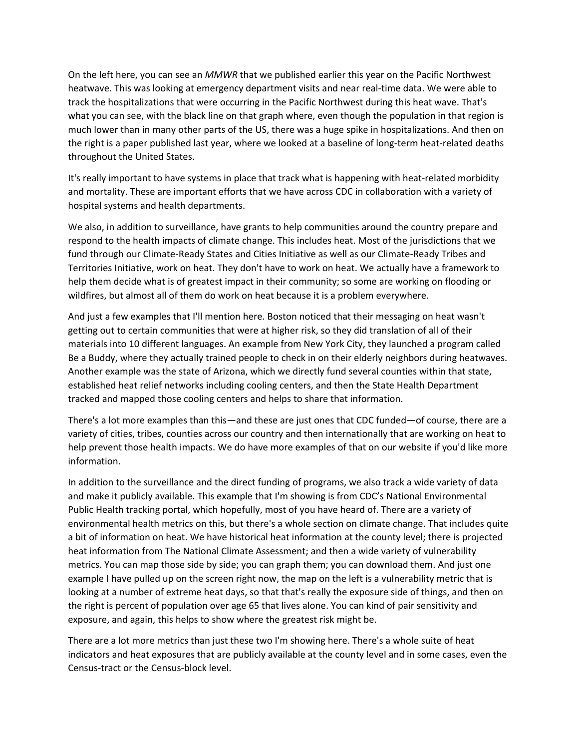On the left here, you can see an *MMWR* that we published earlier this year on the Pacific Northwest heatwave. This was looking at emergency department visits and near real-time data. We were able to track the hospitalizations that were occurring in the Pacific Northwest during this heat wave. That's what you can see, with the black line on that graph where, even though the population in that region is much lower than in many other parts of the US, there was a huge spike in hospitalizations. And then on the right is a paper published last year, where we looked at a baseline of long-term heat-related deaths throughout the United States.

It's really important to have systems in place that track what is happening with heat-related morbidity and mortality. These are important efforts that we have across CDC in collaboration with a variety of hospital systems and health departments.

We also, in addition to surveillance, have grants to help communities around the country prepare and respond to the health impacts of climate change. This includes heat. Most of the jurisdictions that we fund through our Climate-Ready States and Cities Initiative as well as our Climate-Ready Tribes and Territories Initiative, work on heat. They don't have to work on heat. We actually have a framework to help them decide what is of greatest impact in their community; so some are working on flooding or wildfires, but almost all of them do work on heat because it is a problem everywhere.

And just a few examples that I'll mention here. Boston noticed that their messaging on heat wasn't getting out to certain communities that were at higher risk, so they did translation of all of their materials into 10 different languages. An example from New York City, they launched a program called Be a Buddy, where they actually trained people to check in on their elderly neighbors during heatwaves. Another example was the state of Arizona, which we directly fund several counties within that state, established heat relief networks including cooling centers, and then the State Health Department tracked and mapped those cooling centers and helps to share that information.

There's a lot more examples than this—and these are just ones that CDC funded—of course, there are a variety of cities, tribes, counties across our country and then internationally that are working on heat to help prevent those health impacts. We do have more examples of that on our website if you'd like more information.

In addition to the surveillance and the direct funding of programs, we also track a wide variety of data and make it publicly available. This example that I'm showing is from CDC's National Environmental Public Health tracking portal, which hopefully, most of you have heard of. There are a variety of environmental health metrics on this, but there's a whole section on climate change. That includes quite a bit of information on heat. We have historical heat information at the county level; there is projected heat information from The National Climate Assessment; and then a wide variety of vulnerability metrics. You can map those side by side; you can graph them; you can download them. And just one example I have pulled up on the screen right now, the map on the left is a vulnerability metric that is looking at a number of extreme heat days, so that that's really the exposure side of things, and then on the right is percent of population over age 65 that lives alone. You can kind of pair sensitivity and exposure, and again, this helps to show where the greatest risk might be.

There are a lot more metrics than just these two I'm showing here. There's a whole suite of heat indicators and heat exposures that are publicly available at the county level and in some cases, even the Census-tract or the Census-block level.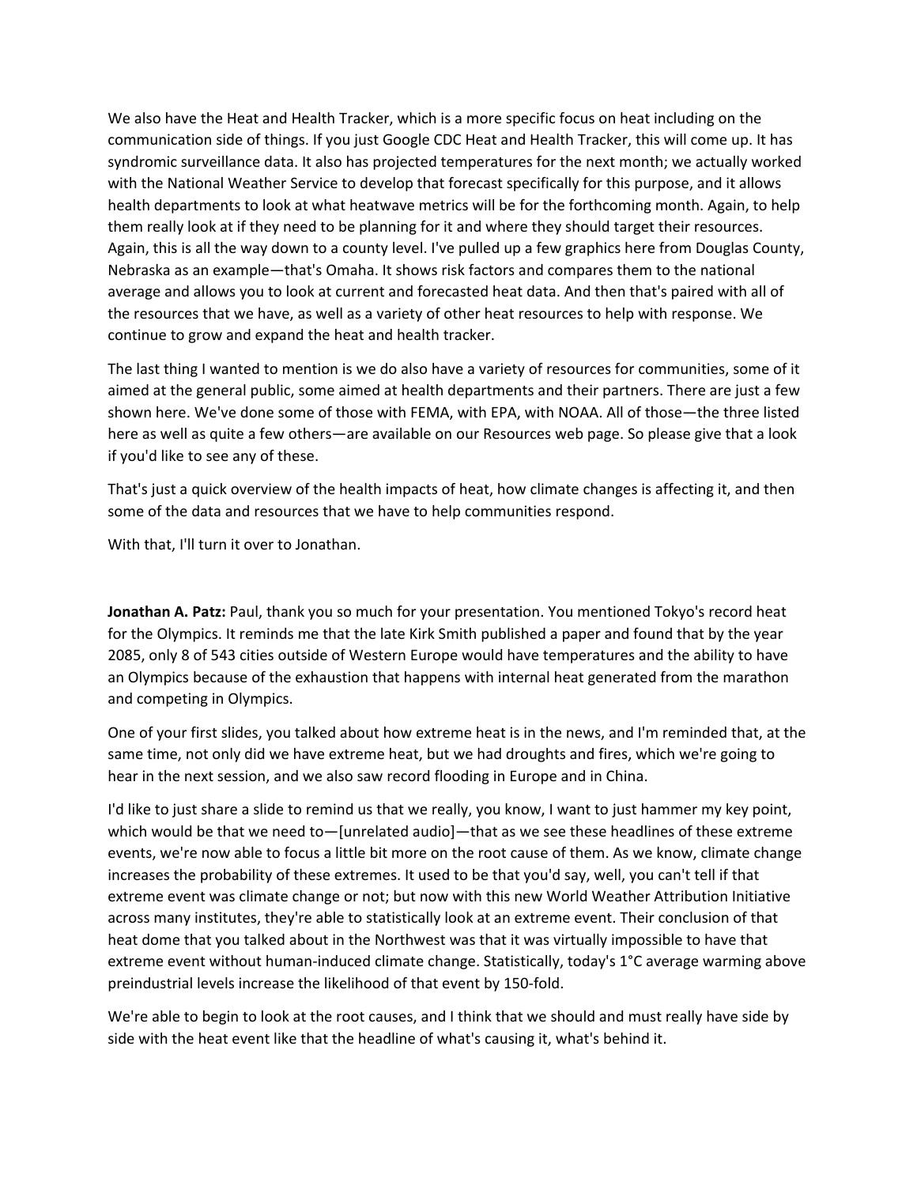We also have the Heat and Health Tracker, which is a more specific focus on heat including on the communication side of things. If you just Google CDC Heat and Health Tracker, this will come up. It has syndromic surveillance data. It also has projected temperatures for the next month; we actually worked with the National Weather Service to develop that forecast specifically for this purpose, and it allows health departments to look at what heatwave metrics will be for the forthcoming month. Again, to help them really look at if they need to be planning for it and where they should target their resources. Again, this is all the way down to a county level. I've pulled up a few graphics here from Douglas County, Nebraska as an example—that's Omaha. It shows risk factors and compares them to the national average and allows you to look at current and forecasted heat data. And then that's paired with all of the resources that we have, as well as a variety of other heat resources to help with response. We continue to grow and expand the heat and health tracker.

The last thing I wanted to mention is we do also have a variety of resources for communities, some of it aimed at the general public, some aimed at health departments and their partners. There are just a few shown here. We've done some of those with FEMA, with EPA, with NOAA. All of those—the three listed here as well as quite a few others—are available on our Resources web page. So please give that a look if you'd like to see any of these.

That's just a quick overview of the health impacts of heat, how climate changes is affecting it, and then some of the data and resources that we have to help communities respond.

With that, I'll turn it over to Jonathan.

**Jonathan A. Patz:** Paul, thank you so much for your presentation. You mentioned Tokyo's record heat for the Olympics. It reminds me that the late Kirk Smith published a paper and found that by the year 2085, only 8 of 543 cities outside of Western Europe would have temperatures and the ability to have an Olympics because of the exhaustion that happens with internal heat generated from the marathon and competing in Olympics.

One of your first slides, you talked about how extreme heat is in the news, and I'm reminded that, at the same time, not only did we have extreme heat, but we had droughts and fires, which we're going to hear in the next session, and we also saw record flooding in Europe and in China.

I'd like to just share a slide to remind us that we really, you know, I want to just hammer my key point, which would be that we need to—[unrelated audio]—that as we see these headlines of these extreme events, we're now able to focus a little bit more on the root cause of them. As we know, climate change increases the probability of these extremes. It used to be that you'd say, well, you can't tell if that extreme event was climate change or not; but now with this new World Weather Attribution Initiative across many institutes, they're able to statistically look at an extreme event. Their conclusion of that heat dome that you talked about in the Northwest was that it was virtually impossible to have that extreme event without human-induced climate change. Statistically, today's 1°C average warming above preindustrial levels increase the likelihood of that event by 150-fold.

We're able to begin to look at the root causes, and I think that we should and must really have side by side with the heat event like that the headline of what's causing it, what's behind it.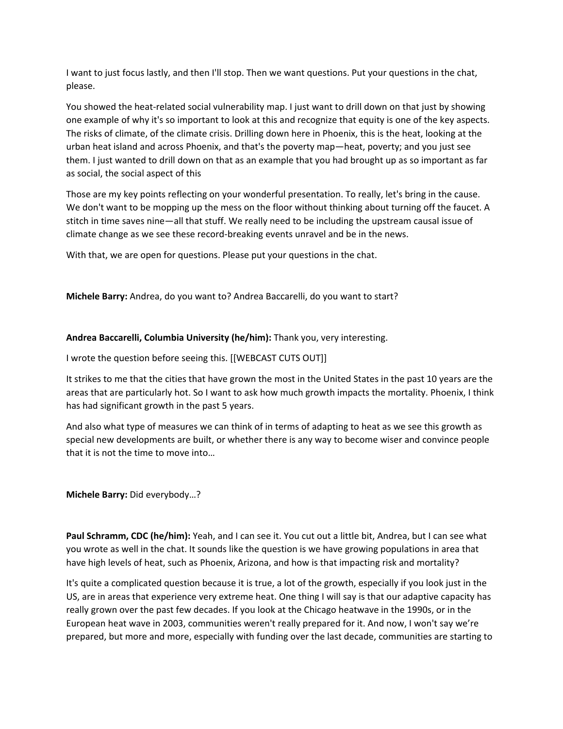I want to just focus lastly, and then I'll stop. Then we want questions. Put your questions in the chat, please.

You showed the heat-related social vulnerability map. I just want to drill down on that just by showing one example of why it's so important to look at this and recognize that equity is one of the key aspects. The risks of climate, of the climate crisis. Drilling down here in Phoenix, this is the heat, looking at the urban heat island and across Phoenix, and that's the poverty map—heat, poverty; and you just see them. I just wanted to drill down on that as an example that you had brought up as so important as far as social, the social aspect of this

Those are my key points reflecting on your wonderful presentation. To really, let's bring in the cause. We don't want to be mopping up the mess on the floor without thinking about turning off the faucet. A stitch in time saves nine—all that stuff. We really need to be including the upstream causal issue of climate change as we see these record-breaking events unravel and be in the news.

With that, we are open for questions. Please put your questions in the chat.

**Michele Barry:** Andrea, do you want to? Andrea Baccarelli, do you want to start?

**Andrea Baccarelli, Columbia University (he/him):** Thank you, very interesting.

I wrote the question before seeing this. [[WEBCAST CUTS OUT]]

It strikes to me that the cities that have grown the most in the United States in the past 10 years are the areas that are particularly hot. So I want to ask how much growth impacts the mortality. Phoenix, I think has had significant growth in the past 5 years.

And also what type of measures we can think of in terms of adapting to heat as we see this growth as special new developments are built, or whether there is any way to become wiser and convince people that it is not the time to move into…

**Michele Barry:** Did everybody…?

**Paul Schramm, CDC (he/him):** Yeah, and I can see it. You cut out a little bit, Andrea, but I can see what you wrote as well in the chat. It sounds like the question is we have growing populations in area that have high levels of heat, such as Phoenix, Arizona, and how is that impacting risk and mortality?

It's quite a complicated question because it is true, a lot of the growth, especially if you look just in the US, are in areas that experience very extreme heat. One thing I will say is that our adaptive capacity has really grown over the past few decades. If you look at the Chicago heatwave in the 1990s, or in the European heat wave in 2003, communities weren't really prepared for it. And now, I won't say we're prepared, but more and more, especially with funding over the last decade, communities are starting to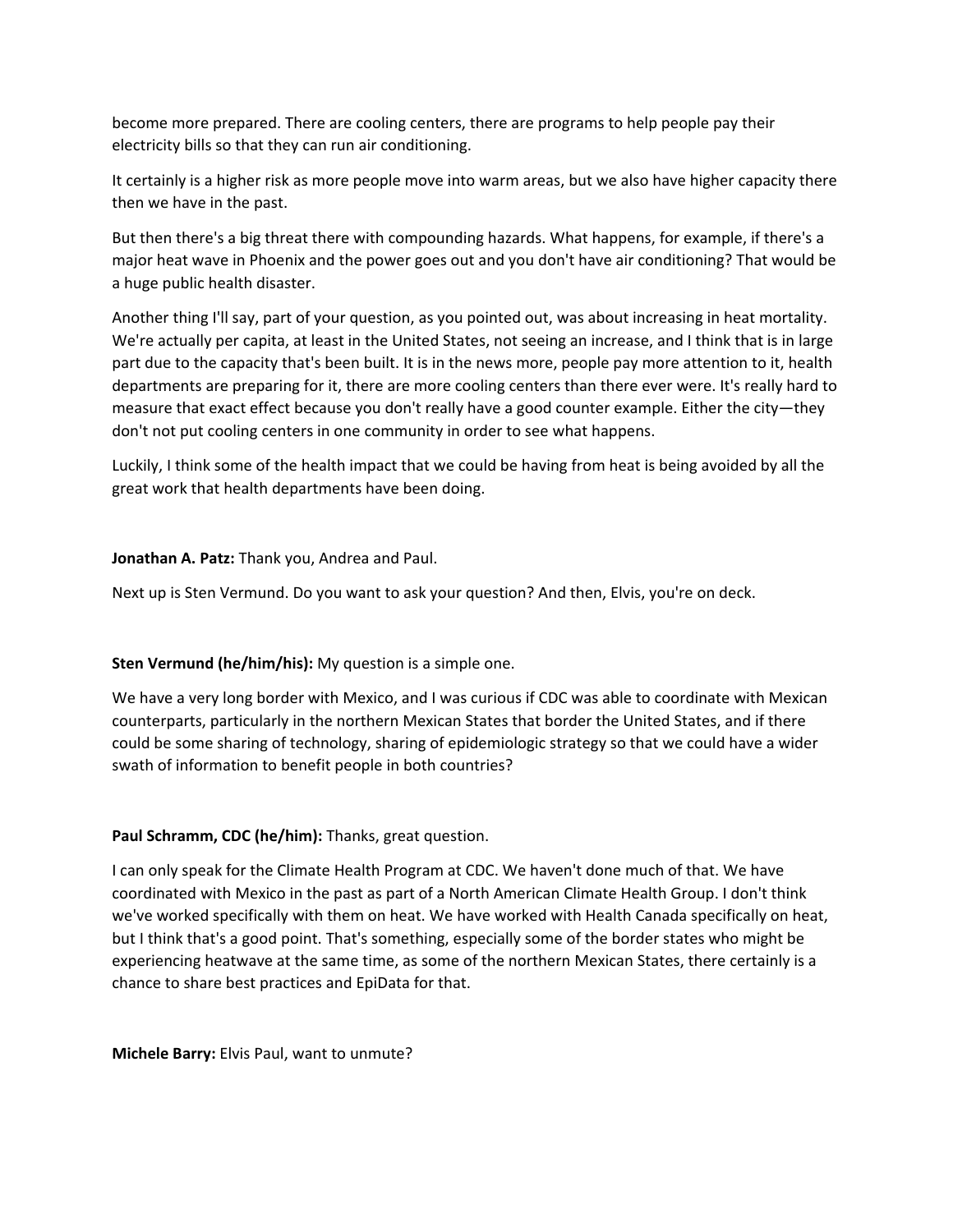become more prepared. There are cooling centers, there are programs to help people pay their electricity bills so that they can run air conditioning.

It certainly is a higher risk as more people move into warm areas, but we also have higher capacity there then we have in the past.

But then there's a big threat there with compounding hazards. What happens, for example, if there's a major heat wave in Phoenix and the power goes out and you don't have air conditioning? That would be a huge public health disaster.

Another thing I'll say, part of your question, as you pointed out, was about increasing in heat mortality. We're actually per capita, at least in the United States, not seeing an increase, and I think that is in large part due to the capacity that's been built. It is in the news more, people pay more attention to it, health departments are preparing for it, there are more cooling centers than there ever were. It's really hard to measure that exact effect because you don't really have a good counter example. Either the city—they don't not put cooling centers in one community in order to see what happens.

Luckily, I think some of the health impact that we could be having from heat is being avoided by all the great work that health departments have been doing.

**Jonathan A. Patz:** Thank you, Andrea and Paul.

Next up is Sten Vermund. Do you want to ask your question? And then, Elvis, you're on deck.

**Sten Vermund (he/him/his):** My question is a simple one.

We have a very long border with Mexico, and I was curious if CDC was able to coordinate with Mexican counterparts, particularly in the northern Mexican States that border the United States, and if there could be some sharing of technology, sharing of epidemiologic strategy so that we could have a wider swath of information to benefit people in both countries?

**Paul Schramm, CDC (he/him):** Thanks, great question.

I can only speak for the Climate Health Program at CDC. We haven't done much of that. We have coordinated with Mexico in the past as part of a North American Climate Health Group. I don't think we've worked specifically with them on heat. We have worked with Health Canada specifically on heat, but I think that's a good point. That's something, especially some of the border states who might be experiencing heatwave at the same time, as some of the northern Mexican States, there certainly is a chance to share best practices and EpiData for that.

**Michele Barry:** Elvis Paul, want to unmute?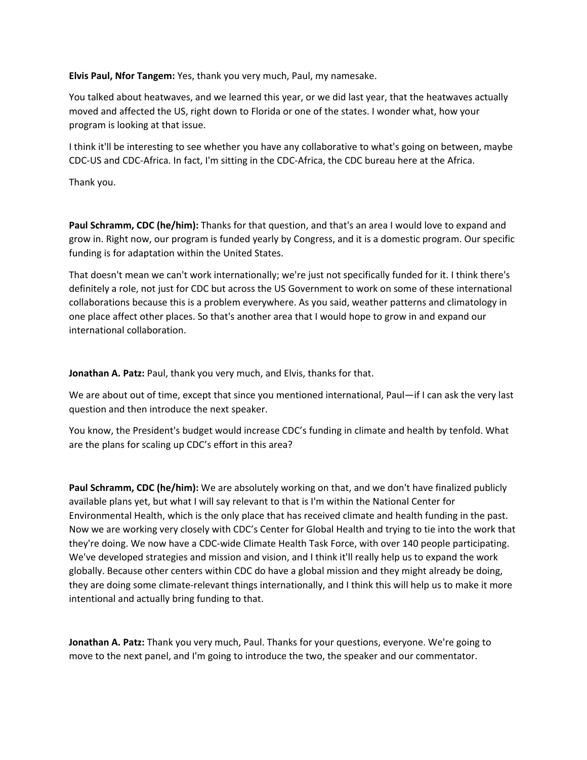**Elvis Paul, Nfor Tangem:** Yes, thank you very much, Paul, my namesake.

You talked about heatwaves, and we learned this year, or we did last year, that the heatwaves actually moved and affected the US, right down to Florida or one of the states. I wonder what, how your program is looking at that issue.

I think it'll be interesting to see whether you have any collaborative to what's going on between, maybe CDC-US and CDC-Africa. In fact, I'm sitting in the CDC-Africa, the CDC bureau here at the Africa.

Thank you.

**Paul Schramm, CDC (he/him):** Thanks for that question, and that's an area I would love to expand and grow in. Right now, our program is funded yearly by Congress, and it is a domestic program. Our specific funding is for adaptation within the United States.

That doesn't mean we can't work internationally; we're just not specifically funded for it. I think there's definitely a role, not just for CDC but across the US Government to work on some of these international collaborations because this is a problem everywhere. As you said, weather patterns and climatology in one place affect other places. So that's another area that I would hope to grow in and expand our international collaboration.

**Jonathan A. Patz:** Paul, thank you very much, and Elvis, thanks for that.

We are about out of time, except that since you mentioned international, Paul—if I can ask the very last question and then introduce the next speaker.

You know, the President's budget would increase CDC's funding in climate and health by tenfold. What are the plans for scaling up CDC's effort in this area?

**Paul Schramm, CDC (he/him):** We are absolutely working on that, and we don't have finalized publicly available plans yet, but what I will say relevant to that is I'm within the National Center for Environmental Health, which is the only place that has received climate and health funding in the past. Now we are working very closely with CDC's Center for Global Health and trying to tie into the work that they're doing. We now have a CDC-wide Climate Health Task Force, with over 140 people participating. We've developed strategies and mission and vision, and I think it'll really help us to expand the work globally. Because other centers within CDC do have a global mission and they might already be doing, they are doing some climate-relevant things internationally, and I think this will help us to make it more intentional and actually bring funding to that.

**Jonathan A. Patz:** Thank you very much, Paul. Thanks for your questions, everyone. We're going to move to the next panel, and I'm going to introduce the two, the speaker and our commentator.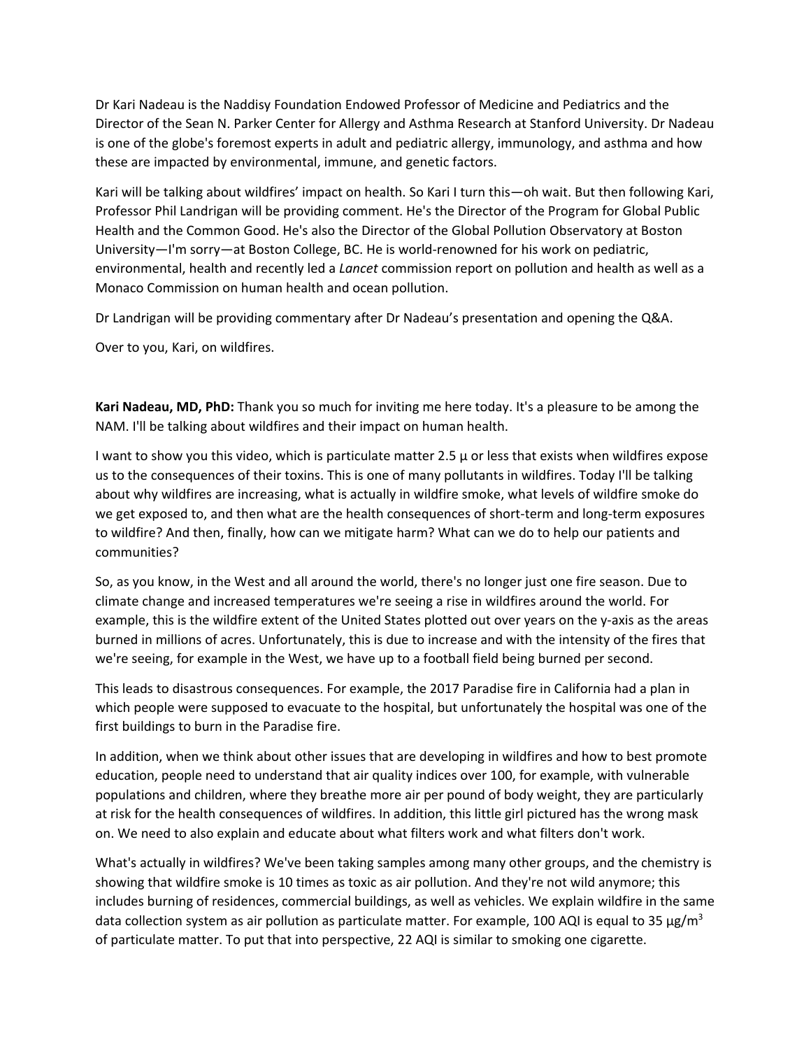Dr Kari Nadeau is the Naddisy Foundation Endowed Professor of Medicine and Pediatrics and the Director of the Sean N. Parker Center for Allergy and Asthma Research at Stanford University. Dr Nadeau is one of the globe's foremost experts in adult and pediatric allergy, immunology, and asthma and how these are impacted by environmental, immune, and genetic factors.

Kari will be talking about wildfires' impact on health. So Kari I turn this—oh wait. But then following Kari, Professor Phil Landrigan will be providing comment. He's the Director of the Program for Global Public Health and the Common Good. He's also the Director of the Global Pollution Observatory at Boston University—I'm sorry—at Boston College, BC. He is world-renowned for his work on pediatric, environmental, health and recently led a *Lancet* commission report on pollution and health as well as a Monaco Commission on human health and ocean pollution.

Dr Landrigan will be providing commentary after Dr Nadeau's presentation and opening the Q&A.

Over to you, Kari, on wildfires.

**Kari Nadeau, MD, PhD:** Thank you so much for inviting me here today. It's a pleasure to be among the NAM. I'll be talking about wildfires and their impact on human health.

I want to show you this video, which is particulate matter 2.5 µ or less that exists when wildfires expose us to the consequences of their toxins. This is one of many pollutants in wildfires. Today I'll be talking about why wildfires are increasing, what is actually in wildfire smoke, what levels of wildfire smoke do we get exposed to, and then what are the health consequences of short-term and long-term exposures to wildfire? And then, finally, how can we mitigate harm? What can we do to help our patients and communities?

So, as you know, in the West and all around the world, there's no longer just one fire season. Due to climate change and increased temperatures we're seeing a rise in wildfires around the world. For example, this is the wildfire extent of the United States plotted out over years on the y-axis as the areas burned in millions of acres. Unfortunately, this is due to increase and with the intensity of the fires that we're seeing, for example in the West, we have up to a football field being burned per second.

This leads to disastrous consequences. For example, the 2017 Paradise fire in California had a plan in which people were supposed to evacuate to the hospital, but unfortunately the hospital was one of the first buildings to burn in the Paradise fire.

In addition, when we think about other issues that are developing in wildfires and how to best promote education, people need to understand that air quality indices over 100, for example, with vulnerable populations and children, where they breathe more air per pound of body weight, they are particularly at risk for the health consequences of wildfires. In addition, this little girl pictured has the wrong mask on. We need to also explain and educate about what filters work and what filters don't work.

What's actually in wildfires? We've been taking samples among many other groups, and the chemistry is showing that wildfire smoke is 10 times as toxic as air pollution. And they're not wild anymore; this includes burning of residences, commercial buildings, as well as vehicles. We explain wildfire in the same data collection system as air pollution as particulate matter. For example, 100 AQI is equal to 35 µg/m$^3$ of particulate matter. To put that into perspective, 22 AQI is similar to smoking one cigarette.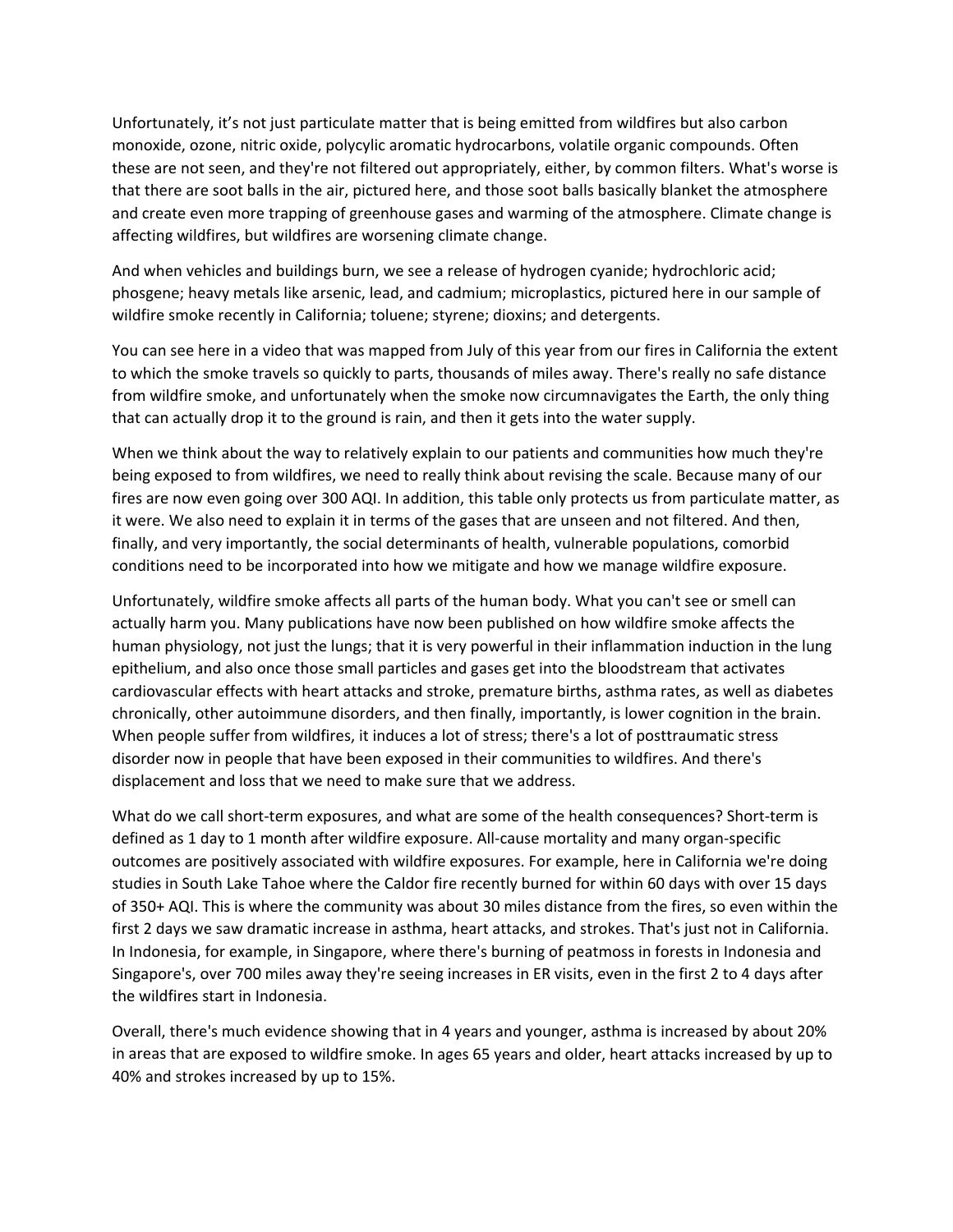Unfortunately, it's not just particulate matter that is being emitted from wildfires but also carbon monoxide, ozone, nitric oxide, polycylic aromatic hydrocarbons, volatile organic compounds. Often these are not seen, and they're not filtered out appropriately, either, by common filters. What's worse is that there are soot balls in the air, pictured here, and those soot balls basically blanket the atmosphere and create even more trapping of greenhouse gases and warming of the atmosphere. Climate change is affecting wildfires, but wildfires are worsening climate change.

And when vehicles and buildings burn, we see a release of hydrogen cyanide; hydrochloric acid; phosgene; heavy metals like arsenic, lead, and cadmium; microplastics, pictured here in our sample of wildfire smoke recently in California; toluene; styrene; dioxins; and detergents.

You can see here in a video that was mapped from July of this year from our fires in California the extent to which the smoke travels so quickly to parts, thousands of miles away. There's really no safe distance from wildfire smoke, and unfortunately when the smoke now circumnavigates the Earth, the only thing that can actually drop it to the ground is rain, and then it gets into the water supply.

When we think about the way to relatively explain to our patients and communities how much they're being exposed to from wildfires, we need to really think about revising the scale. Because many of our fires are now even going over 300 AQI. In addition, this table only protects us from particulate matter, as it were. We also need to explain it in terms of the gases that are unseen and not filtered. And then, finally, and very importantly, the social determinants of health, vulnerable populations, comorbid conditions need to be incorporated into how we mitigate and how we manage wildfire exposure.

Unfortunately, wildfire smoke affects all parts of the human body. What you can't see or smell can actually harm you. Many publications have now been published on how wildfire smoke affects the human physiology, not just the lungs; that it is very powerful in their inflammation induction in the lung epithelium, and also once those small particles and gases get into the bloodstream that activates cardiovascular effects with heart attacks and stroke, premature births, asthma rates, as well as diabetes chronically, other autoimmune disorders, and then finally, importantly, is lower cognition in the brain. When people suffer from wildfires, it induces a lot of stress; there's a lot of posttraumatic stress disorder now in people that have been exposed in their communities to wildfires. And there's displacement and loss that we need to make sure that we address.

What do we call short-term exposures, and what are some of the health consequences? Short-term is defined as 1 day to 1 month after wildfire exposure. All-cause mortality and many organ-specific outcomes are positively associated with wildfire exposures. For example, here in California we're doing studies in South Lake Tahoe where the Caldor fire recently burned for within 60 days with over 15 days of 350+ AQI. This is where the community was about 30 miles distance from the fires, so even within the first 2 days we saw dramatic increase in asthma, heart attacks, and strokes. That's just not in California. In Indonesia, for example, in Singapore, where there's burning of peatmoss in forests in Indonesia and Singapore's, over 700 miles away they're seeing increases in ER visits, even in the first 2 to 4 days after the wildfires start in Indonesia.

Overall, there's much evidence showing that in 4 years and younger, asthma is increased by about 20% in areas that are exposed to wildfire smoke. In ages 65 years and older, heart attacks increased by up to 40% and strokes increased by up to 15%.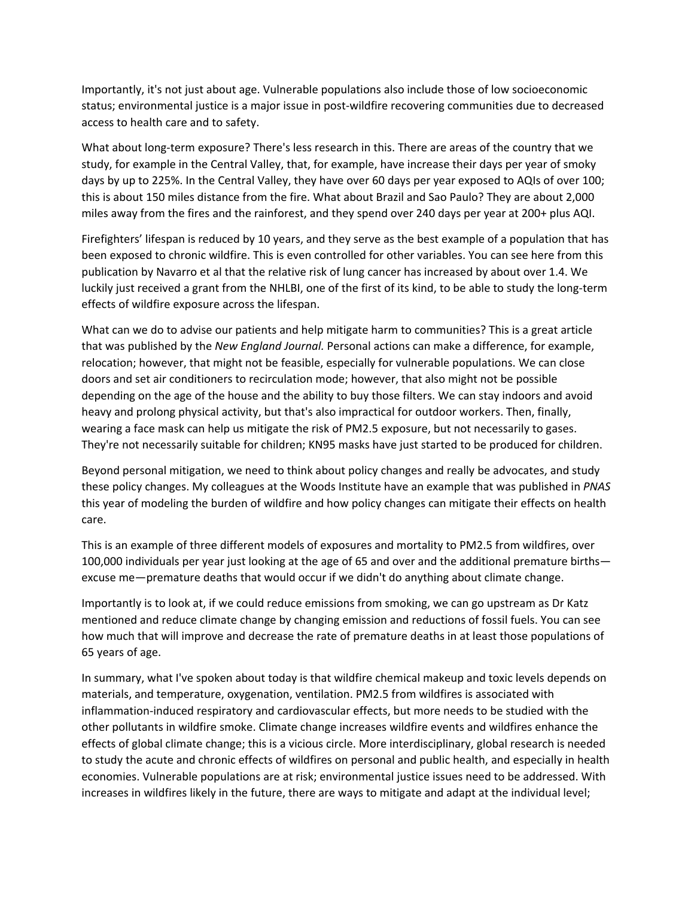Importantly, it's not just about age. Vulnerable populations also include those of low socioeconomic status; environmental justice is a major issue in post-wildfire recovering communities due to decreased access to health care and to safety.

What about long-term exposure? There's less research in this. There are areas of the country that we study, for example in the Central Valley, that, for example, have increase their days per year of smoky days by up to 225%. In the Central Valley, they have over 60 days per year exposed to AQIs of over 100; this is about 150 miles distance from the fire. What about Brazil and Sao Paulo? They are about 2,000 miles away from the fires and the rainforest, and they spend over 240 days per year at 200+ plus AQI.

Firefighters' lifespan is reduced by 10 years, and they serve as the best example of a population that has been exposed to chronic wildfire. This is even controlled for other variables. You can see here from this publication by Navarro et al that the relative risk of lung cancer has increased by about over 1.4. We luckily just received a grant from the NHLBI, one of the first of its kind, to be able to study the long-term effects of wildfire exposure across the lifespan.

What can we do to advise our patients and help mitigate harm to communities? This is a great article that was published by the *New England Journal.* Personal actions can make a difference, for example, relocation; however, that might not be feasible, especially for vulnerable populations. We can close doors and set air conditioners to recirculation mode; however, that also might not be possible depending on the age of the house and the ability to buy those filters. We can stay indoors and avoid heavy and prolong physical activity, but that's also impractical for outdoor workers. Then, finally, wearing a face mask can help us mitigate the risk of PM2.5 exposure, but not necessarily to gases. They're not necessarily suitable for children; KN95 masks have just started to be produced for children.

Beyond personal mitigation, we need to think about policy changes and really be advocates, and study these policy changes. My colleagues at the Woods Institute have an example that was published in *PNAS* this year of modeling the burden of wildfire and how policy changes can mitigate their effects on health care.

This is an example of three different models of exposures and mortality to PM2.5 from wildfires, over 100,000 individuals per year just looking at the age of 65 and over and the additional premature births—excuse me—premature deaths that would occur if we didn't do anything about climate change.

Importantly is to look at, if we could reduce emissions from smoking, we can go upstream as Dr Katz mentioned and reduce climate change by changing emission and reductions of fossil fuels. You can see how much that will improve and decrease the rate of premature deaths in at least those populations of 65 years of age.

In summary, what I've spoken about today is that wildfire chemical makeup and toxic levels depends on materials, and temperature, oxygenation, ventilation. PM2.5 from wildfires is associated with inflammation-induced respiratory and cardiovascular effects, but more needs to be studied with the other pollutants in wildfire smoke. Climate change increases wildfire events and wildfires enhance the effects of global climate change; this is a vicious circle. More interdisciplinary, global research is needed to study the acute and chronic effects of wildfires on personal and public health, and especially in health economies. Vulnerable populations are at risk; environmental justice issues need to be addressed. With increases in wildfires likely in the future, there are ways to mitigate and adapt at the individual level;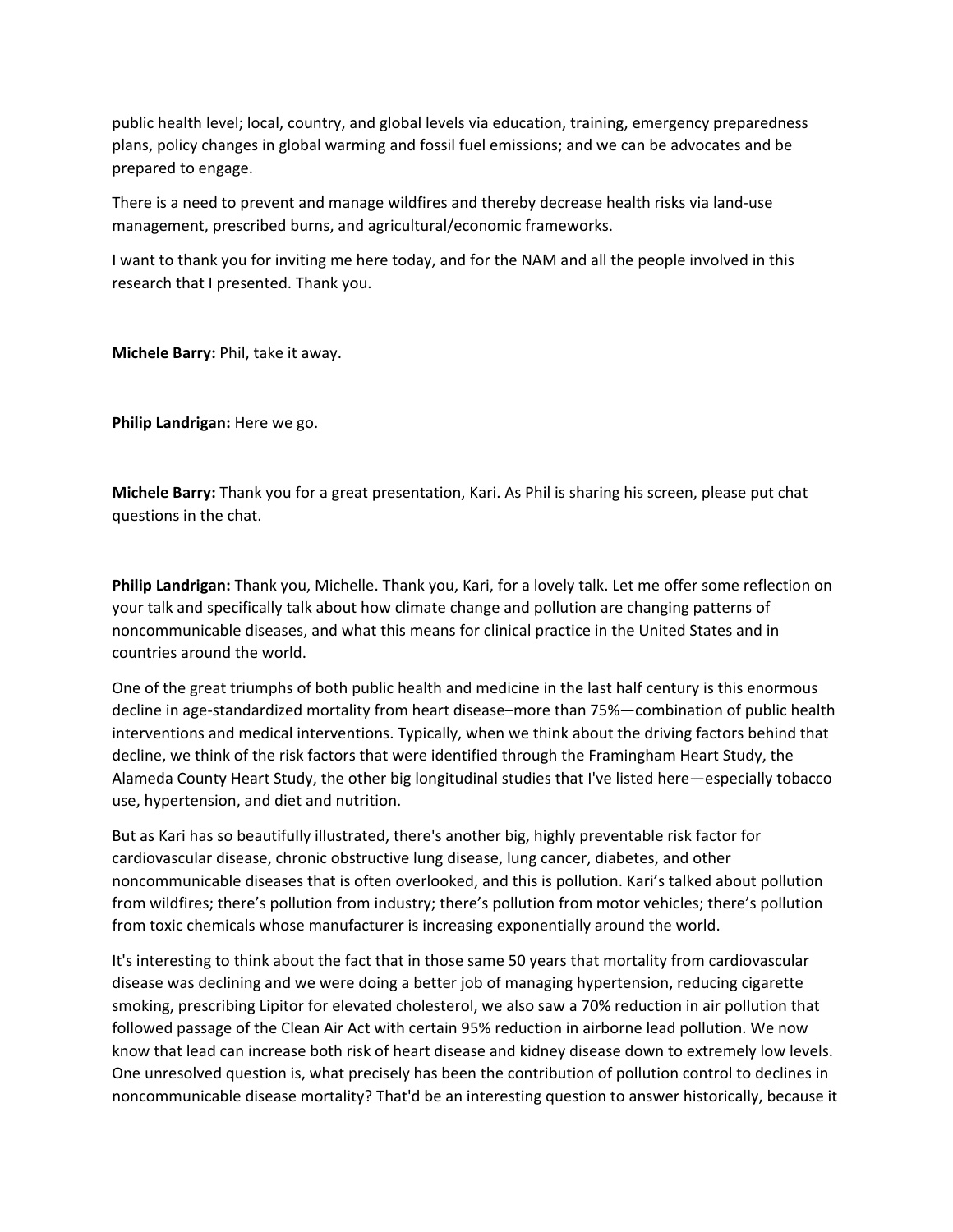public health level; local, country, and global levels via education, training, emergency preparedness plans, policy changes in global warming and fossil fuel emissions; and we can be advocates and be prepared to engage.

There is a need to prevent and manage wildfires and thereby decrease health risks via land-use management, prescribed burns, and agricultural/economic frameworks.

I want to thank you for inviting me here today, and for the NAM and all the people involved in this research that I presented. Thank you.

**Michele Barry:** Phil, take it away.

**Philip Landrigan:** Here we go.

**Michele Barry:** Thank you for a great presentation, Kari. As Phil is sharing his screen, please put chat questions in the chat.

**Philip Landrigan:** Thank you, Michelle. Thank you, Kari, for a lovely talk. Let me offer some reflection on your talk and specifically talk about how climate change and pollution are changing patterns of noncommunicable diseases, and what this means for clinical practice in the United States and in countries around the world.

One of the great triumphs of both public health and medicine in the last half century is this enormous decline in age-standardized mortality from heart disease–more than 75%—combination of public health interventions and medical interventions. Typically, when we think about the driving factors behind that decline, we think of the risk factors that were identified through the Framingham Heart Study, the Alameda County Heart Study, the other big longitudinal studies that I've listed here—especially tobacco use, hypertension, and diet and nutrition.

But as Kari has so beautifully illustrated, there's another big, highly preventable risk factor for cardiovascular disease, chronic obstructive lung disease, lung cancer, diabetes, and other noncommunicable diseases that is often overlooked, and this is pollution. Kari's talked about pollution from wildfires; there's pollution from industry; there's pollution from motor vehicles; there's pollution from toxic chemicals whose manufacturer is increasing exponentially around the world.

It's interesting to think about the fact that in those same 50 years that mortality from cardiovascular disease was declining and we were doing a better job of managing hypertension, reducing cigarette smoking, prescribing Lipitor for elevated cholesterol, we also saw a 70% reduction in air pollution that followed passage of the Clean Air Act with certain 95% reduction in airborne lead pollution. We now know that lead can increase both risk of heart disease and kidney disease down to extremely low levels. One unresolved question is, what precisely has been the contribution of pollution control to declines in noncommunicable disease mortality? That'd be an interesting question to answer historically, because it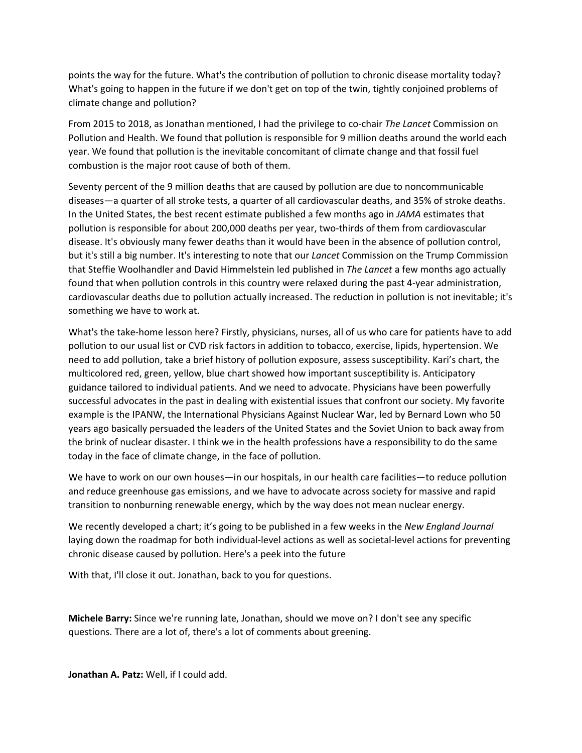points the way for the future. What's the contribution of pollution to chronic disease mortality today? What's going to happen in the future if we don't get on top of the twin, tightly conjoined problems of climate change and pollution?

From 2015 to 2018, as Jonathan mentioned, I had the privilege to co-chair *The Lancet* Commission on Pollution and Health. We found that pollution is responsible for 9 million deaths around the world each year. We found that pollution is the inevitable concomitant of climate change and that fossil fuel combustion is the major root cause of both of them.

Seventy percent of the 9 million deaths that are caused by pollution are due to noncommunicable diseases—a quarter of all stroke tests, a quarter of all cardiovascular deaths, and 35% of stroke deaths. In the United States, the best recent estimate published a few months ago in *JAMA* estimates that pollution is responsible for about 200,000 deaths per year, two-thirds of them from cardiovascular disease. It's obviously many fewer deaths than it would have been in the absence of pollution control, but it's still a big number. It's interesting to note that our *Lancet* Commission on the Trump Commission that Steffie Woolhandler and David Himmelstein led published in *The Lancet* a few months ago actually found that when pollution controls in this country were relaxed during the past 4-year administration, cardiovascular deaths due to pollution actually increased. The reduction in pollution is not inevitable; it's something we have to work at.

What's the take-home lesson here? Firstly, physicians, nurses, all of us who care for patients have to add pollution to our usual list or CVD risk factors in addition to tobacco, exercise, lipids, hypertension. We need to add pollution, take a brief history of pollution exposure, assess susceptibility. Kari's chart, the multicolored red, green, yellow, blue chart showed how important susceptibility is. Anticipatory guidance tailored to individual patients. And we need to advocate. Physicians have been powerfully successful advocates in the past in dealing with existential issues that confront our society. My favorite example is the IPANW, the International Physicians Against Nuclear War, led by Bernard Lown who 50 years ago basically persuaded the leaders of the United States and the Soviet Union to back away from the brink of nuclear disaster. I think we in the health professions have a responsibility to do the same today in the face of climate change, in the face of pollution.

We have to work on our own houses—in our hospitals, in our health care facilities—to reduce pollution and reduce greenhouse gas emissions, and we have to advocate across society for massive and rapid transition to nonburning renewable energy, which by the way does not mean nuclear energy.

We recently developed a chart; it's going to be published in a few weeks in the *New England Journal* laying down the roadmap for both individual-level actions as well as societal-level actions for preventing chronic disease caused by pollution. Here's a peek into the future

With that, I'll close it out. Jonathan, back to you for questions.

**Michele Barry:** Since we're running late, Jonathan, should we move on? I don't see any specific questions. There are a lot of, there's a lot of comments about greening.

**Jonathan A. Patz:** Well, if I could add.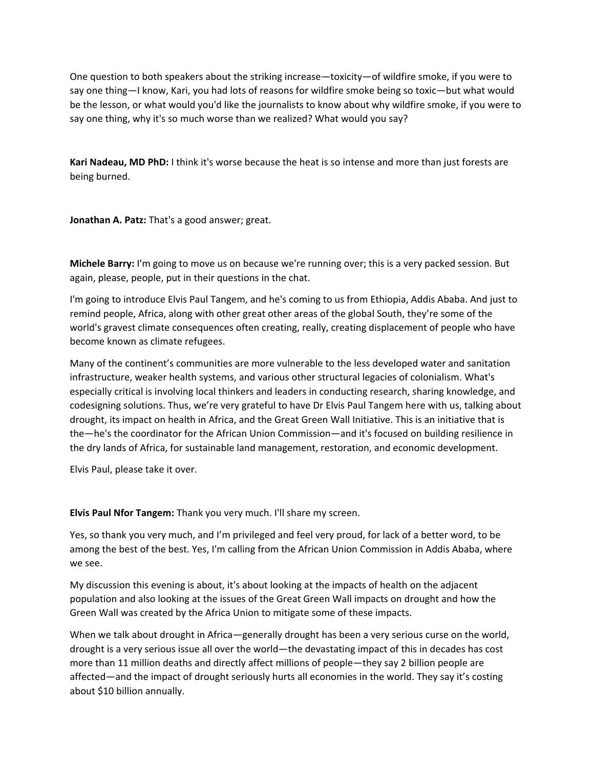One question to both speakers about the striking increase—toxicity—of wildfire smoke, if you were to say one thing—I know, Kari, you had lots of reasons for wildfire smoke being so toxic—but what would be the lesson, or what would you'd like the journalists to know about why wildfire smoke, if you were to say one thing, why it's so much worse than we realized? What would you say?

**Kari Nadeau, MD PhD:** I think it's worse because the heat is so intense and more than just forests are being burned.

**Jonathan A. Patz:** That's a good answer; great.

**Michele Barry:** I'm going to move us on because we're running over; this is a very packed session. But again, please, people, put in their questions in the chat.

I'm going to introduce Elvis Paul Tangem, and he's coming to us from Ethiopia, Addis Ababa. And just to remind people, Africa, along with other great other areas of the global South, they're some of the world's gravest climate consequences often creating, really, creating displacement of people who have become known as climate refugees.

Many of the continent's communities are more vulnerable to the less developed water and sanitation infrastructure, weaker health systems, and various other structural legacies of colonialism. What's especially critical is involving local thinkers and leaders in conducting research, sharing knowledge, and codesigning solutions. Thus, we're very grateful to have Dr Elvis Paul Tangem here with us, talking about drought, its impact on health in Africa, and the Great Green Wall Initiative. This is an initiative that is the—he's the coordinator for the African Union Commission—and it's focused on building resilience in the dry lands of Africa, for sustainable land management, restoration, and economic development.

Elvis Paul, please take it over.

**Elvis Paul Nfor Tangem:** Thank you very much. I'll share my screen.

Yes, so thank you very much, and I'm privileged and feel very proud, for lack of a better word, to be among the best of the best. Yes, I'm calling from the African Union Commission in Addis Ababa, where we see.

My discussion this evening is about, it's about looking at the impacts of health on the adjacent population and also looking at the issues of the Great Green Wall impacts on drought and how the Green Wall was created by the Africa Union to mitigate some of these impacts.

When we talk about drought in Africa—generally drought has been a very serious curse on the world, drought is a very serious issue all over the world—the devastating impact of this in decades has cost more than 11 million deaths and directly affect millions of people—they say 2 billion people are affected—and the impact of drought seriously hurts all economies in the world. They say it's costing about $10 billion annually.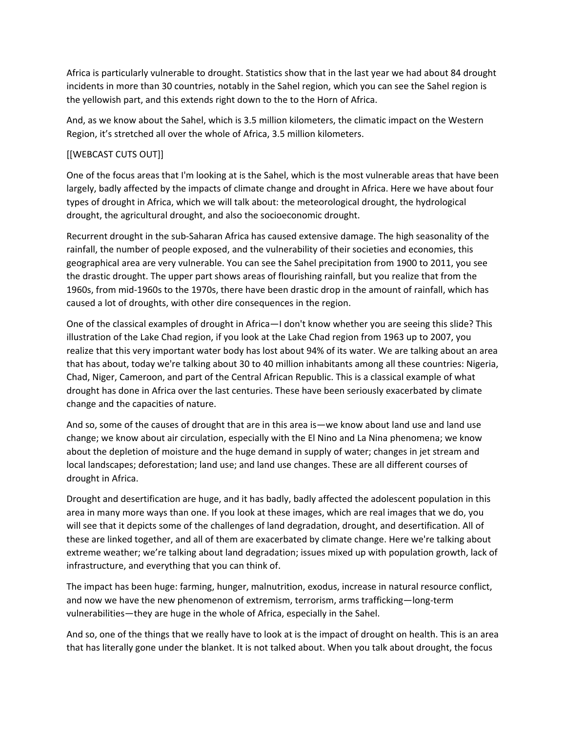Africa is particularly vulnerable to drought. Statistics show that in the last year we had about 84 drought incidents in more than 30 countries, notably in the Sahel region, which you can see the Sahel region is the yellowish part, and this extends right down to the to the Horn of Africa.

And, as we know about the Sahel, which is 3.5 million kilometers, the climatic impact on the Western Region, it's stretched all over the whole of Africa, 3.5 million kilometers.

[[WEBCAST CUTS OUT]]

One of the focus areas that I'm looking at is the Sahel, which is the most vulnerable areas that have been largely, badly affected by the impacts of climate change and drought in Africa. Here we have about four types of drought in Africa, which we will talk about: the meteorological drought, the hydrological drought, the agricultural drought, and also the socioeconomic drought.

Recurrent drought in the sub-Saharan Africa has caused extensive damage. The high seasonality of the rainfall, the number of people exposed, and the vulnerability of their societies and economies, this geographical area are very vulnerable. You can see the Sahel precipitation from 1900 to 2011, you see the drastic drought. The upper part shows areas of flourishing rainfall, but you realize that from the 1960s, from mid-1960s to the 1970s, there have been drastic drop in the amount of rainfall, which has caused a lot of droughts, with other dire consequences in the region.

One of the classical examples of drought in Africa—I don't know whether you are seeing this slide? This illustration of the Lake Chad region, if you look at the Lake Chad region from 1963 up to 2007, you realize that this very important water body has lost about 94% of its water. We are talking about an area that has about, today we're talking about 30 to 40 million inhabitants among all these countries: Nigeria, Chad, Niger, Cameroon, and part of the Central African Republic. This is a classical example of what drought has done in Africa over the last centuries. These have been seriously exacerbated by climate change and the capacities of nature.

And so, some of the causes of drought that are in this area is—we know about land use and land use change; we know about air circulation, especially with the El Nino and La Nina phenomena; we know about the depletion of moisture and the huge demand in supply of water; changes in jet stream and local landscapes; deforestation; land use; and land use changes. These are all different courses of drought in Africa.

Drought and desertification are huge, and it has badly, badly affected the adolescent population in this area in many more ways than one. If you look at these images, which are real images that we do, you will see that it depicts some of the challenges of land degradation, drought, and desertification. All of these are linked together, and all of them are exacerbated by climate change. Here we're talking about extreme weather; we're talking about land degradation; issues mixed up with population growth, lack of infrastructure, and everything that you can think of.

The impact has been huge: farming, hunger, malnutrition, exodus, increase in natural resource conflict, and now we have the new phenomenon of extremism, terrorism, arms trafficking—long-term vulnerabilities—they are huge in the whole of Africa, especially in the Sahel.

And so, one of the things that we really have to look at is the impact of drought on health. This is an area that has literally gone under the blanket. It is not talked about. When you talk about drought, the focus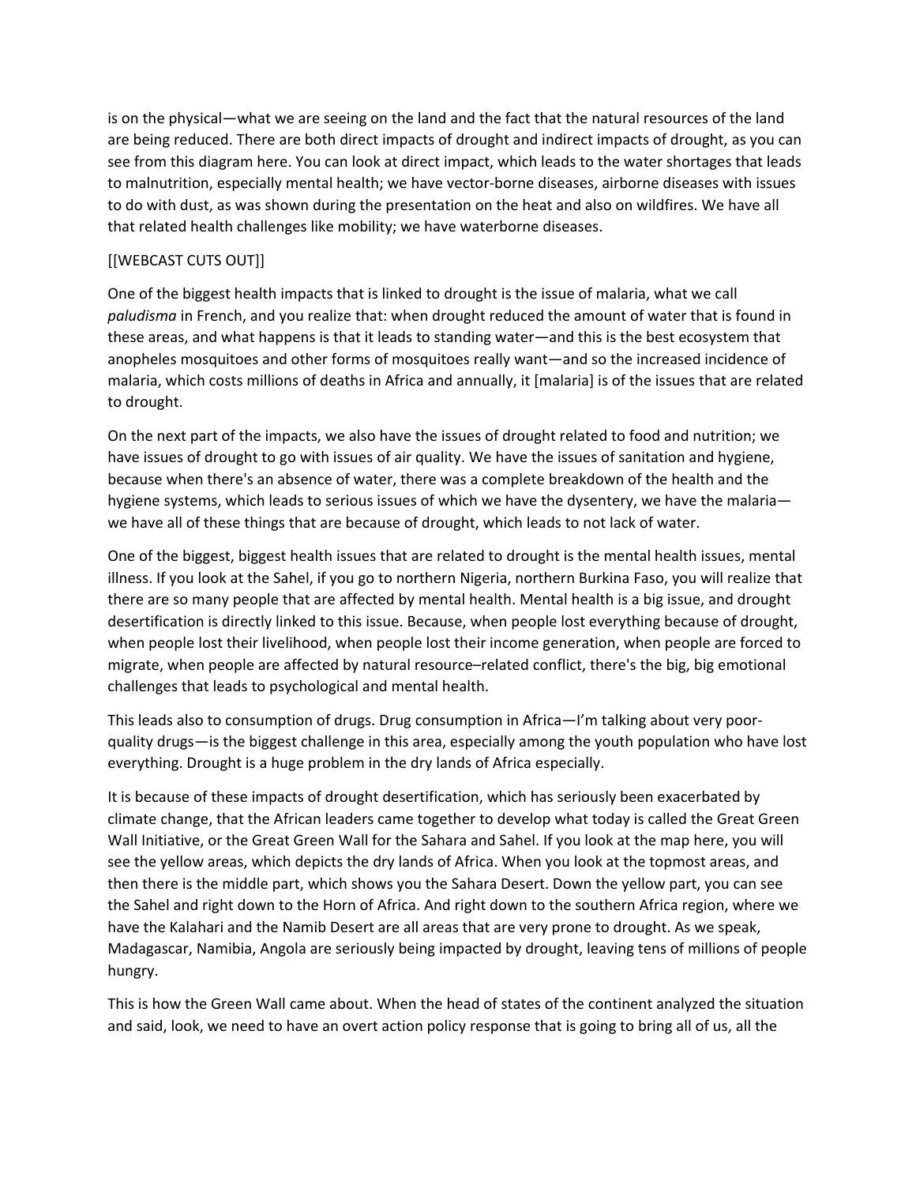is on the physical—what we are seeing on the land and the fact that the natural resources of the land are being reduced. There are both direct impacts of drought and indirect impacts of drought, as you can see from this diagram here. You can look at direct impact, which leads to the water shortages that leads to malnutrition, especially mental health; we have vector-borne diseases, airborne diseases with issues to do with dust, as was shown during the presentation on the heat and also on wildfires. We have all that related health challenges like mobility; we have waterborne diseases.

[[WEBCAST CUTS OUT]]

One of the biggest health impacts that is linked to drought is the issue of malaria, what we call *paludisma* in French, and you realize that: when drought reduced the amount of water that is found in these areas, and what happens is that it leads to standing water—and this is the best ecosystem that anopheles mosquitoes and other forms of mosquitoes really want—and so the increased incidence of malaria, which costs millions of deaths in Africa and annually, it [malaria] is of the issues that are related to drought.

On the next part of the impacts, we also have the issues of drought related to food and nutrition; we have issues of drought to go with issues of air quality. We have the issues of sanitation and hygiene, because when there's an absence of water, there was a complete breakdown of the health and the hygiene systems, which leads to serious issues of which we have the dysentery, we have the malaria—we have all of these things that are because of drought, which leads to not lack of water.

One of the biggest, biggest health issues that are related to drought is the mental health issues, mental illness. If you look at the Sahel, if you go to northern Nigeria, northern Burkina Faso, you will realize that there are so many people that are affected by mental health. Mental health is a big issue, and drought desertification is directly linked to this issue. Because, when people lost everything because of drought, when people lost their livelihood, when people lost their income generation, when people are forced to migrate, when people are affected by natural resource–related conflict, there's the big, big emotional challenges that leads to psychological and mental health.

This leads also to consumption of drugs. Drug consumption in Africa—I'm talking about very poor-quality drugs—is the biggest challenge in this area, especially among the youth population who have lost everything. Drought is a huge problem in the dry lands of Africa especially.

It is because of these impacts of drought desertification, which has seriously been exacerbated by climate change, that the African leaders came together to develop what today is called the Great Green Wall Initiative, or the Great Green Wall for the Sahara and Sahel. If you look at the map here, you will see the yellow areas, which depicts the dry lands of Africa. When you look at the topmost areas, and then there is the middle part, which shows you the Sahara Desert. Down the yellow part, you can see the Sahel and right down to the Horn of Africa. And right down to the southern Africa region, where we have the Kalahari and the Namib Desert are all areas that are very prone to drought. As we speak, Madagascar, Namibia, Angola are seriously being impacted by drought, leaving tens of millions of people hungry.

This is how the Green Wall came about. When the head of states of the continent analyzed the situation and said, look, we need to have an overt action policy response that is going to bring all of us, all the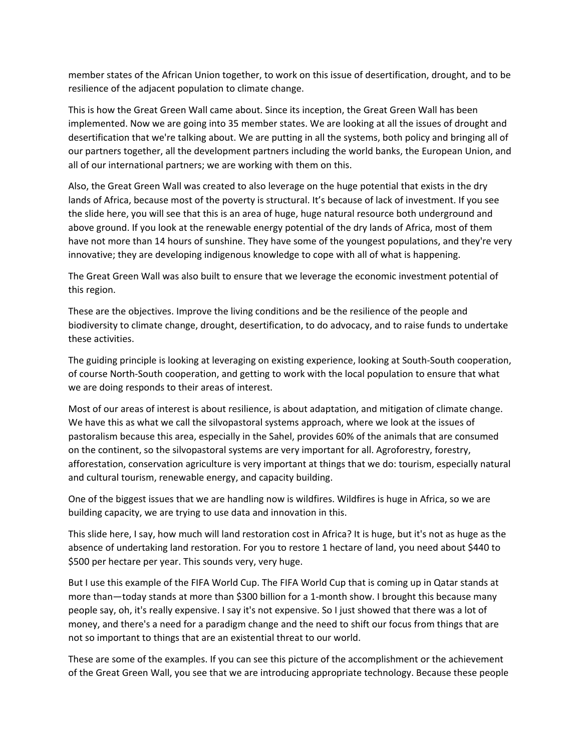member states of the African Union together, to work on this issue of desertification, drought, and to be resilience of the adjacent population to climate change.

This is how the Great Green Wall came about. Since its inception, the Great Green Wall has been implemented. Now we are going into 35 member states. We are looking at all the issues of drought and desertification that we're talking about. We are putting in all the systems, both policy and bringing all of our partners together, all the development partners including the world banks, the European Union, and all of our international partners; we are working with them on this.

Also, the Great Green Wall was created to also leverage on the huge potential that exists in the dry lands of Africa, because most of the poverty is structural. It's because of lack of investment. If you see the slide here, you will see that this is an area of huge, huge natural resource both underground and above ground. If you look at the renewable energy potential of the dry lands of Africa, most of them have not more than 14 hours of sunshine. They have some of the youngest populations, and they're very innovative; they are developing indigenous knowledge to cope with all of what is happening.

The Great Green Wall was also built to ensure that we leverage the economic investment potential of this region.

These are the objectives. Improve the living conditions and be the resilience of the people and biodiversity to climate change, drought, desertification, to do advocacy, and to raise funds to undertake these activities.

The guiding principle is looking at leveraging on existing experience, looking at South-South cooperation, of course North-South cooperation, and getting to work with the local population to ensure that what we are doing responds to their areas of interest.

Most of our areas of interest is about resilience, is about adaptation, and mitigation of climate change. We have this as what we call the silvopastoral systems approach, where we look at the issues of pastoralism because this area, especially in the Sahel, provides 60% of the animals that are consumed on the continent, so the silvopastoral systems are very important for all. Agroforestry, forestry, afforestation, conservation agriculture is very important at things that we do: tourism, especially natural and cultural tourism, renewable energy, and capacity building.

One of the biggest issues that we are handling now is wildfires. Wildfires is huge in Africa, so we are building capacity, we are trying to use data and innovation in this.

This slide here, I say, how much will land restoration cost in Africa? It is huge, but it's not as huge as the absence of undertaking land restoration. For you to restore 1 hectare of land, you need about $440 to $500 per hectare per year. This sounds very, very huge.

But I use this example of the FIFA World Cup. The FIFA World Cup that is coming up in Qatar stands at more than—today stands at more than $300 billion for a 1-month show. I brought this because many people say, oh, it's really expensive. I say it's not expensive. So I just showed that there was a lot of money, and there's a need for a paradigm change and the need to shift our focus from things that are not so important to things that are an existential threat to our world.

These are some of the examples. If you can see this picture of the accomplishment or the achievement of the Great Green Wall, you see that we are introducing appropriate technology. Because these people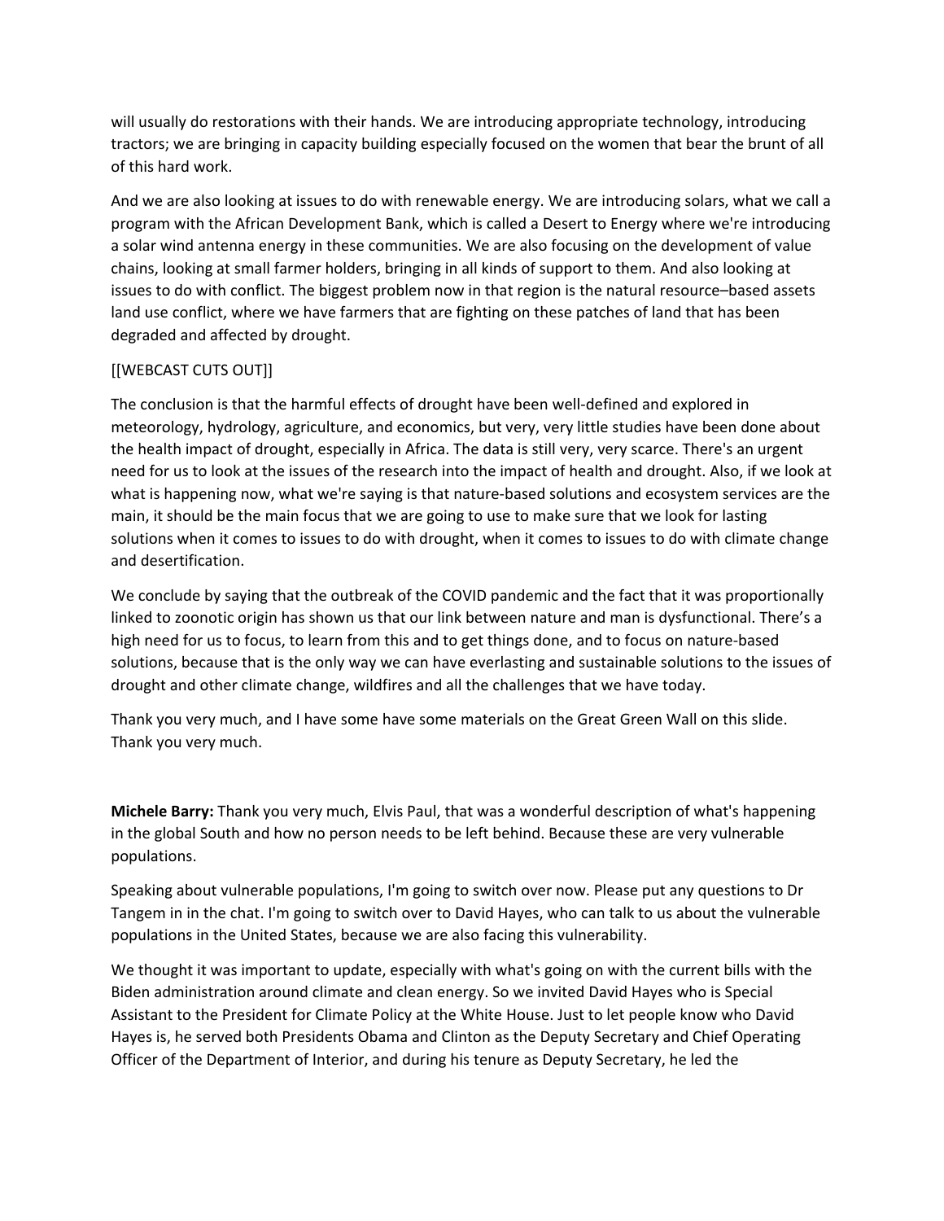will usually do restorations with their hands. We are introducing appropriate technology, introducing tractors; we are bringing in capacity building especially focused on the women that bear the brunt of all of this hard work.

And we are also looking at issues to do with renewable energy. We are introducing solars, what we call a program with the African Development Bank, which is called a Desert to Energy where we're introducing a solar wind antenna energy in these communities. We are also focusing on the development of value chains, looking at small farmer holders, bringing in all kinds of support to them. And also looking at issues to do with conflict. The biggest problem now in that region is the natural resource–based assets land use conflict, where we have farmers that are fighting on these patches of land that has been degraded and affected by drought.

[[WEBCAST CUTS OUT]]

The conclusion is that the harmful effects of drought have been well-defined and explored in meteorology, hydrology, agriculture, and economics, but very, very little studies have been done about the health impact of drought, especially in Africa. The data is still very, very scarce. There's an urgent need for us to look at the issues of the research into the impact of health and drought. Also, if we look at what is happening now, what we're saying is that nature-based solutions and ecosystem services are the main, it should be the main focus that we are going to use to make sure that we look for lasting solutions when it comes to issues to do with drought, when it comes to issues to do with climate change and desertification.

We conclude by saying that the outbreak of the COVID pandemic and the fact that it was proportionally linked to zoonotic origin has shown us that our link between nature and man is dysfunctional. There's a high need for us to focus, to learn from this and to get things done, and to focus on nature-based solutions, because that is the only way we can have everlasting and sustainable solutions to the issues of drought and other climate change, wildfires and all the challenges that we have today.

Thank you very much, and I have some have some materials on the Great Green Wall on this slide. Thank you very much.

**Michele Barry:** Thank you very much, Elvis Paul, that was a wonderful description of what's happening in the global South and how no person needs to be left behind. Because these are very vulnerable populations.

Speaking about vulnerable populations, I'm going to switch over now. Please put any questions to Dr Tangem in in the chat. I'm going to switch over to David Hayes, who can talk to us about the vulnerable populations in the United States, because we are also facing this vulnerability.

We thought it was important to update, especially with what's going on with the current bills with the Biden administration around climate and clean energy. So we invited David Hayes who is Special Assistant to the President for Climate Policy at the White House. Just to let people know who David Hayes is, he served both Presidents Obama and Clinton as the Deputy Secretary and Chief Operating Officer of the Department of Interior, and during his tenure as Deputy Secretary, he led the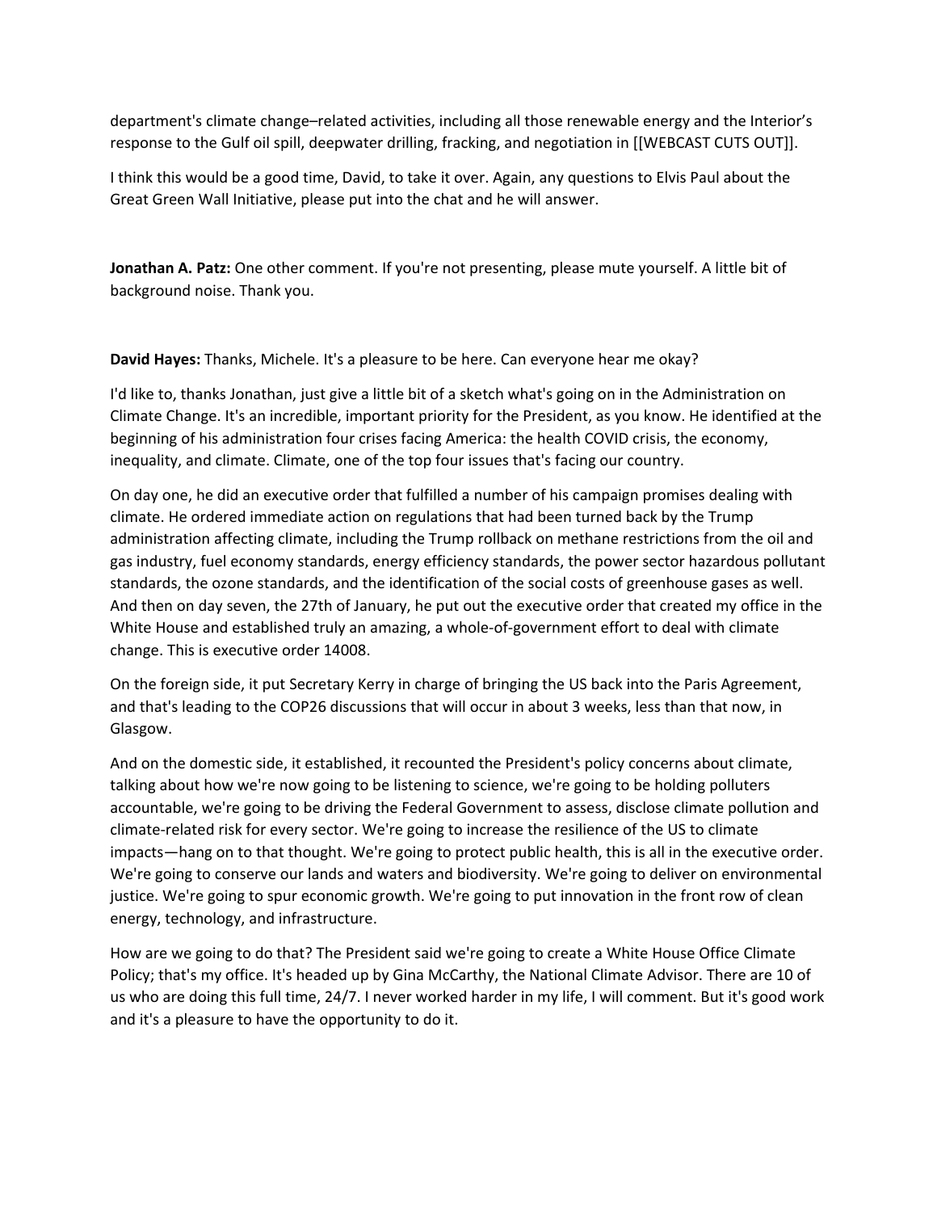department's climate change–related activities, including all those renewable energy and the Interior's response to the Gulf oil spill, deepwater drilling, fracking, and negotiation in [[WEBCAST CUTS OUT]].

I think this would be a good time, David, to take it over. Again, any questions to Elvis Paul about the Great Green Wall Initiative, please put into the chat and he will answer.

**Jonathan A. Patz:** One other comment. If you're not presenting, please mute yourself. A little bit of background noise. Thank you.

**David Hayes:** Thanks, Michele. It's a pleasure to be here. Can everyone hear me okay?

I'd like to, thanks Jonathan, just give a little bit of a sketch what's going on in the Administration on Climate Change. It's an incredible, important priority for the President, as you know. He identified at the beginning of his administration four crises facing America: the health COVID crisis, the economy, inequality, and climate. Climate, one of the top four issues that's facing our country.

On day one, he did an executive order that fulfilled a number of his campaign promises dealing with climate. He ordered immediate action on regulations that had been turned back by the Trump administration affecting climate, including the Trump rollback on methane restrictions from the oil and gas industry, fuel economy standards, energy efficiency standards, the power sector hazardous pollutant standards, the ozone standards, and the identification of the social costs of greenhouse gases as well. And then on day seven, the 27th of January, he put out the executive order that created my office in the White House and established truly an amazing, a whole-of-government effort to deal with climate change. This is executive order 14008.

On the foreign side, it put Secretary Kerry in charge of bringing the US back into the Paris Agreement, and that's leading to the COP26 discussions that will occur in about 3 weeks, less than that now, in Glasgow.

And on the domestic side, it established, it recounted the President's policy concerns about climate, talking about how we're now going to be listening to science, we're going to be holding polluters accountable, we're going to be driving the Federal Government to assess, disclose climate pollution and climate-related risk for every sector. We're going to increase the resilience of the US to climate impacts—hang on to that thought. We're going to protect public health, this is all in the executive order. We're going to conserve our lands and waters and biodiversity. We're going to deliver on environmental justice. We're going to spur economic growth. We're going to put innovation in the front row of clean energy, technology, and infrastructure.

How are we going to do that? The President said we're going to create a White House Office Climate Policy; that's my office. It's headed up by Gina McCarthy, the National Climate Advisor. There are 10 of us who are doing this full time, 24/7. I never worked harder in my life, I will comment. But it's good work and it's a pleasure to have the opportunity to do it.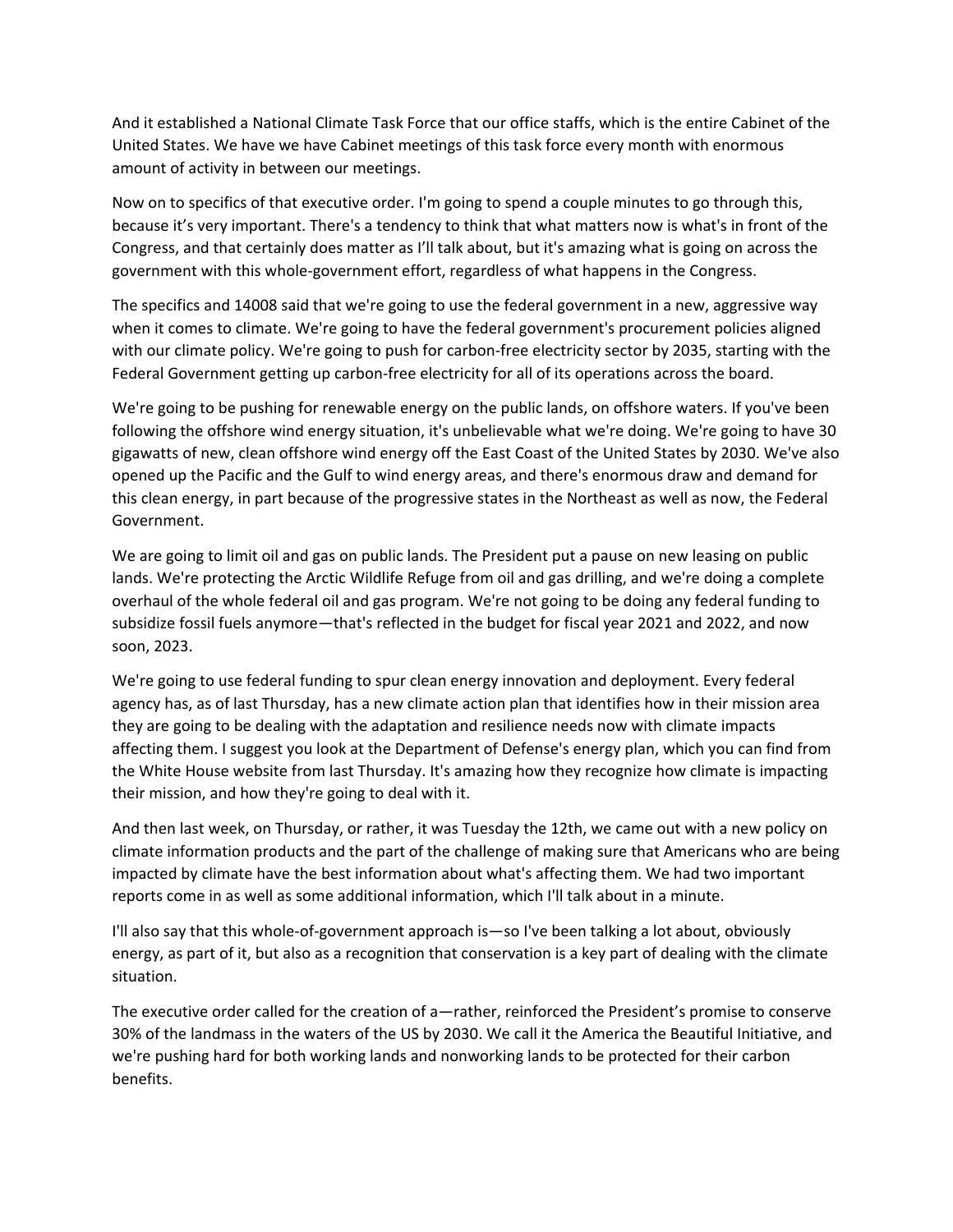And it established a National Climate Task Force that our office staffs, which is the entire Cabinet of the United States. We have we have Cabinet meetings of this task force every month with enormous amount of activity in between our meetings.

Now on to specifics of that executive order. I'm going to spend a couple minutes to go through this, because it's very important. There's a tendency to think that what matters now is what's in front of the Congress, and that certainly does matter as I'll talk about, but it's amazing what is going on across the government with this whole-government effort, regardless of what happens in the Congress.

The specifics and 14008 said that we're going to use the federal government in a new, aggressive way when it comes to climate. We're going to have the federal government's procurement policies aligned with our climate policy. We're going to push for carbon-free electricity sector by 2035, starting with the Federal Government getting up carbon-free electricity for all of its operations across the board.

We're going to be pushing for renewable energy on the public lands, on offshore waters. If you've been following the offshore wind energy situation, it's unbelievable what we're doing. We're going to have 30 gigawatts of new, clean offshore wind energy off the East Coast of the United States by 2030. We've also opened up the Pacific and the Gulf to wind energy areas, and there's enormous draw and demand for this clean energy, in part because of the progressive states in the Northeast as well as now, the Federal Government.

We are going to limit oil and gas on public lands. The President put a pause on new leasing on public lands. We're protecting the Arctic Wildlife Refuge from oil and gas drilling, and we're doing a complete overhaul of the whole federal oil and gas program. We're not going to be doing any federal funding to subsidize fossil fuels anymore—that's reflected in the budget for fiscal year 2021 and 2022, and now soon, 2023.

We're going to use federal funding to spur clean energy innovation and deployment. Every federal agency has, as of last Thursday, has a new climate action plan that identifies how in their mission area they are going to be dealing with the adaptation and resilience needs now with climate impacts affecting them. I suggest you look at the Department of Defense's energy plan, which you can find from the White House website from last Thursday. It's amazing how they recognize how climate is impacting their mission, and how they're going to deal with it.

And then last week, on Thursday, or rather, it was Tuesday the 12th, we came out with a new policy on climate information products and the part of the challenge of making sure that Americans who are being impacted by climate have the best information about what's affecting them. We had two important reports come in as well as some additional information, which I'll talk about in a minute.

I'll also say that this whole-of-government approach is—so I've been talking a lot about, obviously energy, as part of it, but also as a recognition that conservation is a key part of dealing with the climate situation.

The executive order called for the creation of a—rather, reinforced the President's promise to conserve 30% of the landmass in the waters of the US by 2030. We call it the America the Beautiful Initiative, and we're pushing hard for both working lands and nonworking lands to be protected for their carbon benefits.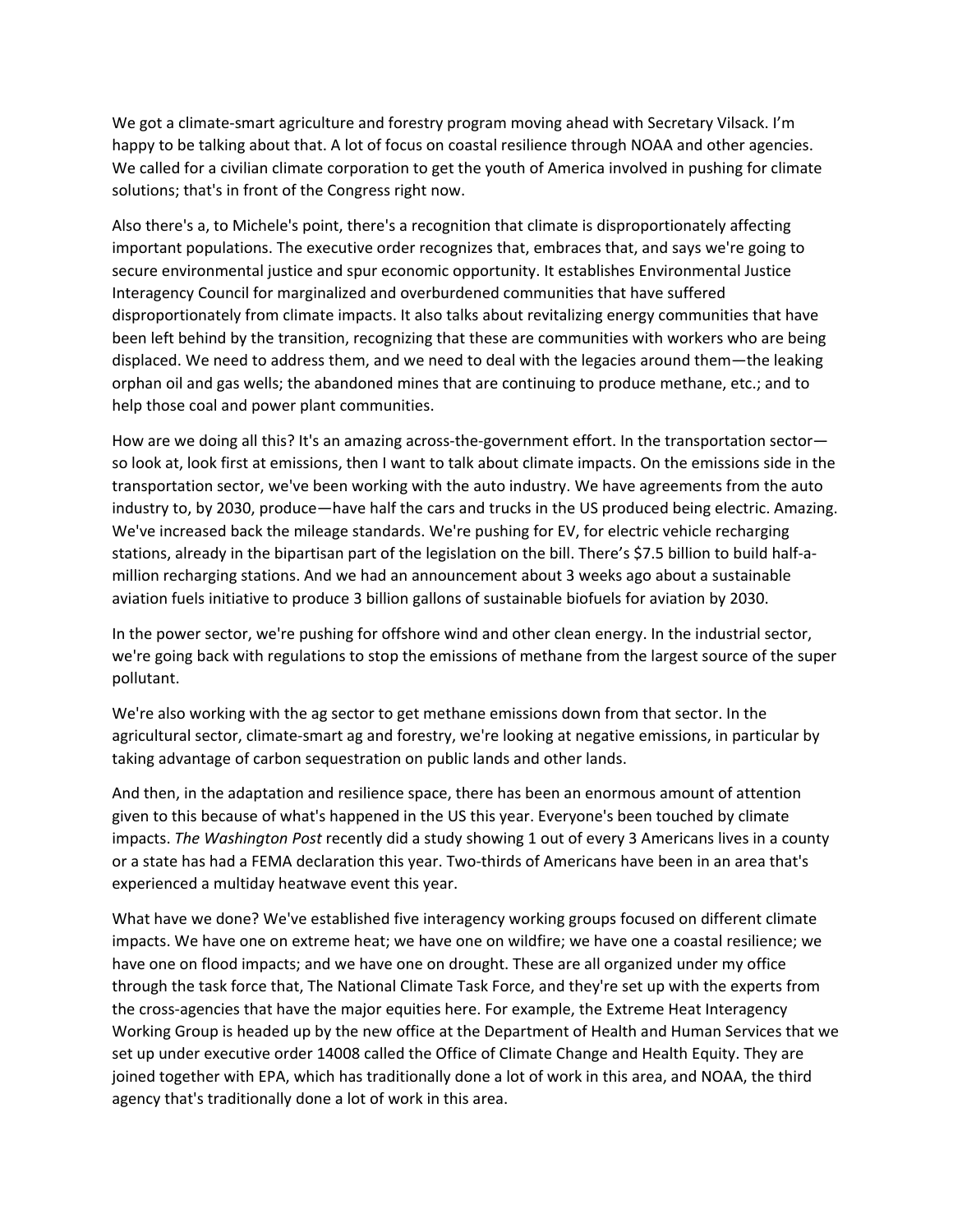We got a climate-smart agriculture and forestry program moving ahead with Secretary Vilsack. I'm happy to be talking about that. A lot of focus on coastal resilience through NOAA and other agencies. We called for a civilian climate corporation to get the youth of America involved in pushing for climate solutions; that's in front of the Congress right now.

Also there's a, to Michele's point, there's a recognition that climate is disproportionately affecting important populations. The executive order recognizes that, embraces that, and says we're going to secure environmental justice and spur economic opportunity. It establishes Environmental Justice Interagency Council for marginalized and overburdened communities that have suffered disproportionately from climate impacts. It also talks about revitalizing energy communities that have been left behind by the transition, recognizing that these are communities with workers who are being displaced. We need to address them, and we need to deal with the legacies around them—the leaking orphan oil and gas wells; the abandoned mines that are continuing to produce methane, etc.; and to help those coal and power plant communities.

How are we doing all this? It's an amazing across-the-government effort. In the transportation sector—so look at, look first at emissions, then I want to talk about climate impacts. On the emissions side in the transportation sector, we've been working with the auto industry. We have agreements from the auto industry to, by 2030, produce—have half the cars and trucks in the US produced being electric. Amazing. We've increased back the mileage standards. We're pushing for EV, for electric vehicle recharging stations, already in the bipartisan part of the legislation on the bill. There's $7.5 billion to build half-a-million recharging stations. And we had an announcement about 3 weeks ago about a sustainable aviation fuels initiative to produce 3 billion gallons of sustainable biofuels for aviation by 2030.

In the power sector, we're pushing for offshore wind and other clean energy. In the industrial sector, we're going back with regulations to stop the emissions of methane from the largest source of the super pollutant.

We're also working with the ag sector to get methane emissions down from that sector. In the agricultural sector, climate-smart ag and forestry, we're looking at negative emissions, in particular by taking advantage of carbon sequestration on public lands and other lands.

And then, in the adaptation and resilience space, there has been an enormous amount of attention given to this because of what's happened in the US this year. Everyone's been touched by climate impacts. *The Washington Post* recently did a study showing 1 out of every 3 Americans lives in a county or a state has had a FEMA declaration this year. Two-thirds of Americans have been in an area that's experienced a multiday heatwave event this year.

What have we done? We've established five interagency working groups focused on different climate impacts. We have one on extreme heat; we have one on wildfire; we have one a coastal resilience; we have one on flood impacts; and we have one on drought. These are all organized under my office through the task force that, The National Climate Task Force, and they're set up with the experts from the cross-agencies that have the major equities here. For example, the Extreme Heat Interagency Working Group is headed up by the new office at the Department of Health and Human Services that we set up under executive order 14008 called the Office of Climate Change and Health Equity. They are joined together with EPA, which has traditionally done a lot of work in this area, and NOAA, the third agency that's traditionally done a lot of work in this area.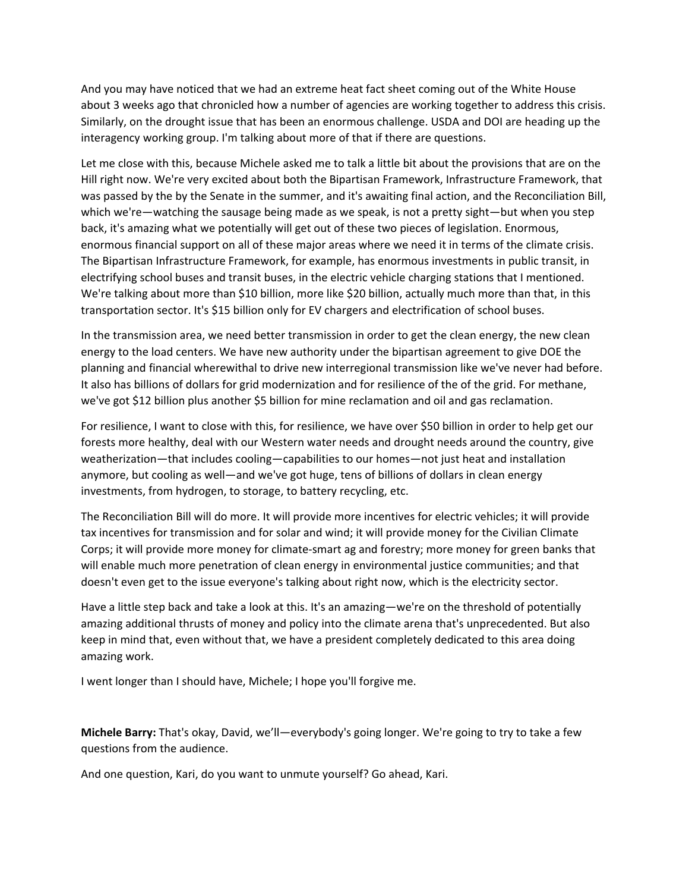And you may have noticed that we had an extreme heat fact sheet coming out of the White House about 3 weeks ago that chronicled how a number of agencies are working together to address this crisis. Similarly, on the drought issue that has been an enormous challenge. USDA and DOI are heading up the interagency working group. I'm talking about more of that if there are questions.

Let me close with this, because Michele asked me to talk a little bit about the provisions that are on the Hill right now. We're very excited about both the Bipartisan Framework, Infrastructure Framework, that was passed by the by the Senate in the summer, and it's awaiting final action, and the Reconciliation Bill, which we're—watching the sausage being made as we speak, is not a pretty sight—but when you step back, it's amazing what we potentially will get out of these two pieces of legislation. Enormous, enormous financial support on all of these major areas where we need it in terms of the climate crisis. The Bipartisan Infrastructure Framework, for example, has enormous investments in public transit, in electrifying school buses and transit buses, in the electric vehicle charging stations that I mentioned. We're talking about more than $10 billion, more like $20 billion, actually much more than that, in this transportation sector. It's $15 billion only for EV chargers and electrification of school buses.

In the transmission area, we need better transmission in order to get the clean energy, the new clean energy to the load centers. We have new authority under the bipartisan agreement to give DOE the planning and financial wherewithal to drive new interregional transmission like we've never had before. It also has billions of dollars for grid modernization and for resilience of the of the grid. For methane, we've got $12 billion plus another $5 billion for mine reclamation and oil and gas reclamation.

For resilience, I want to close with this, for resilience, we have over $50 billion in order to help get our forests more healthy, deal with our Western water needs and drought needs around the country, give weatherization—that includes cooling—capabilities to our homes—not just heat and installation anymore, but cooling as well—and we've got huge, tens of billions of dollars in clean energy investments, from hydrogen, to storage, to battery recycling, etc.

The Reconciliation Bill will do more. It will provide more incentives for electric vehicles; it will provide tax incentives for transmission and for solar and wind; it will provide money for the Civilian Climate Corps; it will provide more money for climate-smart ag and forestry; more money for green banks that will enable much more penetration of clean energy in environmental justice communities; and that doesn't even get to the issue everyone's talking about right now, which is the electricity sector.

Have a little step back and take a look at this. It's an amazing—we're on the threshold of potentially amazing additional thrusts of money and policy into the climate arena that's unprecedented. But also keep in mind that, even without that, we have a president completely dedicated to this area doing amazing work.

I went longer than I should have, Michele; I hope you'll forgive me.

**Michele Barry:** That's okay, David, we'll—everybody's going longer. We're going to try to take a few questions from the audience.

And one question, Kari, do you want to unmute yourself? Go ahead, Kari.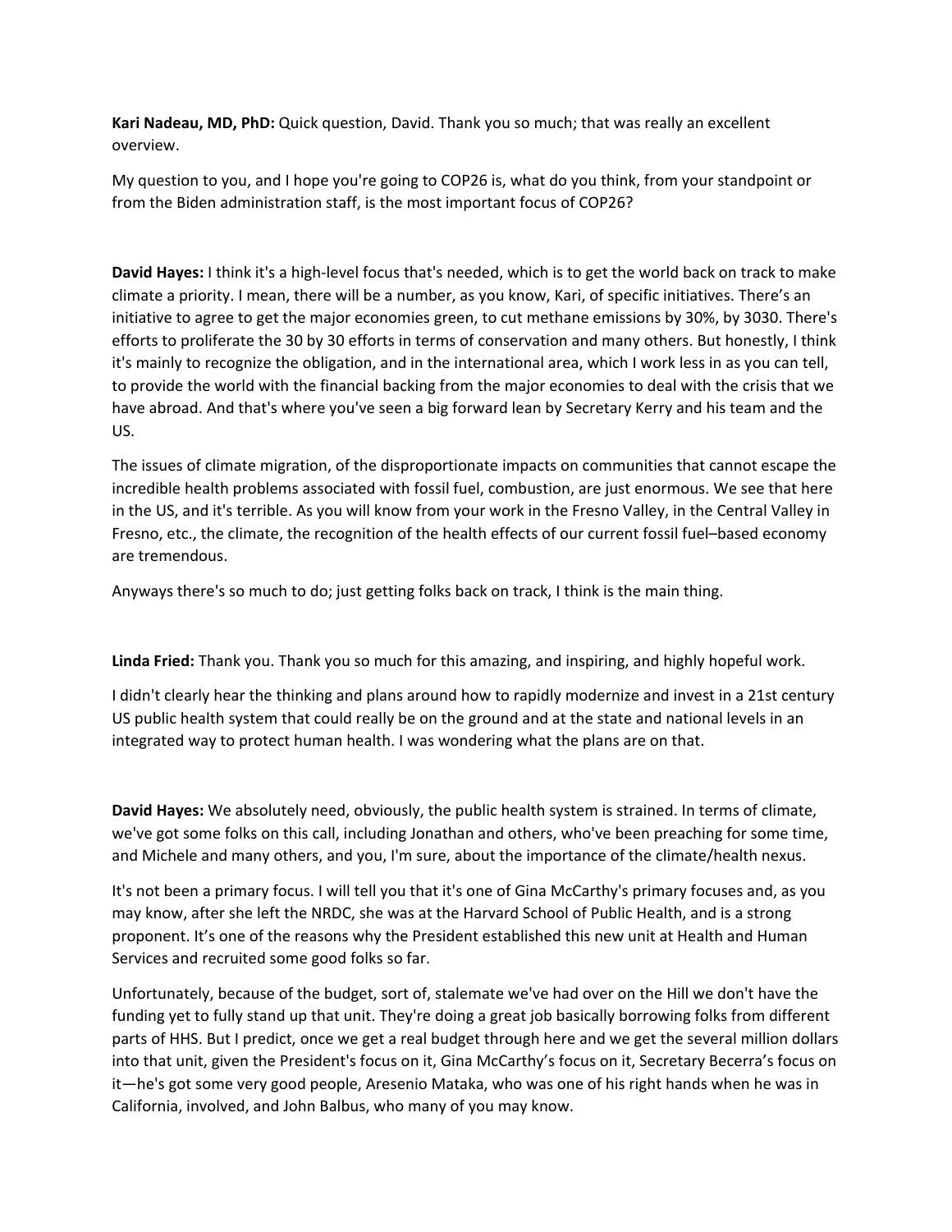**Kari Nadeau, MD, PhD:** Quick question, David. Thank you so much; that was really an excellent overview.

My question to you, and I hope you're going to COP26 is, what do you think, from your standpoint or from the Biden administration staff, is the most important focus of COP26?

**David Hayes:** I think it's a high-level focus that's needed, which is to get the world back on track to make climate a priority. I mean, there will be a number, as you know, Kari, of specific initiatives. There's an initiative to agree to get the major economies green, to cut methane emissions by 30%, by 3030. There's efforts to proliferate the 30 by 30 efforts in terms of conservation and many others. But honestly, I think it's mainly to recognize the obligation, and in the international area, which I work less in as you can tell, to provide the world with the financial backing from the major economies to deal with the crisis that we have abroad. And that's where you've seen a big forward lean by Secretary Kerry and his team and the US.

The issues of climate migration, of the disproportionate impacts on communities that cannot escape the incredible health problems associated with fossil fuel, combustion, are just enormous. We see that here in the US, and it's terrible. As you will know from your work in the Fresno Valley, in the Central Valley in Fresno, etc., the climate, the recognition of the health effects of our current fossil fuel–based economy are tremendous.

Anyways there's so much to do; just getting folks back on track, I think is the main thing.

**Linda Fried:** Thank you. Thank you so much for this amazing, and inspiring, and highly hopeful work.

I didn't clearly hear the thinking and plans around how to rapidly modernize and invest in a 21st century US public health system that could really be on the ground and at the state and national levels in an integrated way to protect human health. I was wondering what the plans are on that.

**David Hayes:** We absolutely need, obviously, the public health system is strained. In terms of climate, we've got some folks on this call, including Jonathan and others, who've been preaching for some time, and Michele and many others, and you, I'm sure, about the importance of the climate/health nexus.

It's not been a primary focus. I will tell you that it's one of Gina McCarthy's primary focuses and, as you may know, after she left the NRDC, she was at the Harvard School of Public Health, and is a strong proponent. It's one of the reasons why the President established this new unit at Health and Human Services and recruited some good folks so far.

Unfortunately, because of the budget, sort of, stalemate we've had over on the Hill we don't have the funding yet to fully stand up that unit. They're doing a great job basically borrowing folks from different parts of HHS. But I predict, once we get a real budget through here and we get the several million dollars into that unit, given the President's focus on it, Gina McCarthy's focus on it, Secretary Becerra's focus on it—he's got some very good people, Aresenio Mataka, who was one of his right hands when he was in California, involved, and John Balbus, who many of you may know.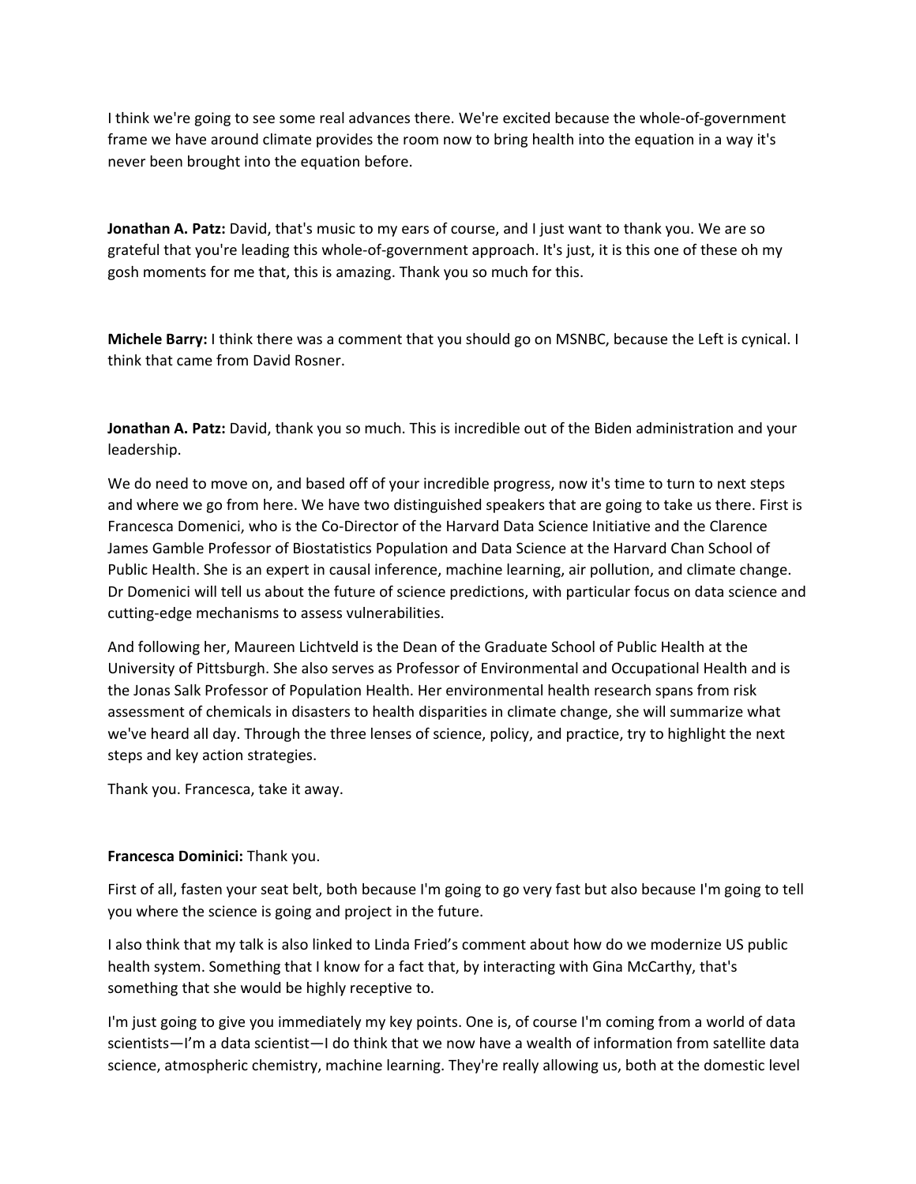I think we're going to see some real advances there. We're excited because the whole-of-government frame we have around climate provides the room now to bring health into the equation in a way it's never been brought into the equation before.

**Jonathan A. Patz:** David, that's music to my ears of course, and I just want to thank you. We are so grateful that you're leading this whole-of-government approach. It's just, it is this one of these oh my gosh moments for me that, this is amazing. Thank you so much for this.

**Michele Barry:** I think there was a comment that you should go on MSNBC, because the Left is cynical. I think that came from David Rosner.

**Jonathan A. Patz:** David, thank you so much. This is incredible out of the Biden administration and your leadership.

We do need to move on, and based off of your incredible progress, now it's time to turn to next steps and where we go from here. We have two distinguished speakers that are going to take us there. First is Francesca Domenici, who is the Co-Director of the Harvard Data Science Initiative and the Clarence James Gamble Professor of Biostatistics Population and Data Science at the Harvard Chan School of Public Health. She is an expert in causal inference, machine learning, air pollution, and climate change. Dr Domenici will tell us about the future of science predictions, with particular focus on data science and cutting-edge mechanisms to assess vulnerabilities.

And following her, Maureen Lichtveld is the Dean of the Graduate School of Public Health at the University of Pittsburgh. She also serves as Professor of Environmental and Occupational Health and is the Jonas Salk Professor of Population Health. Her environmental health research spans from risk assessment of chemicals in disasters to health disparities in climate change, she will summarize what we've heard all day. Through the three lenses of science, policy, and practice, try to highlight the next steps and key action strategies.

Thank you. Francesca, take it away.

**Francesca Domenici:** Thank you.

First of all, fasten your seat belt, both because I'm going to go very fast but also because I'm going to tell you where the science is going and project in the future.

I also think that my talk is also linked to Linda Fried's comment about how do we modernize US public health system. Something that I know for a fact that, by interacting with Gina McCarthy, that's something that she would be highly receptive to.

I'm just going to give you immediately my key points. One is, of course I'm coming from a world of data scientists—I'm a data scientist—I do think that we now have a wealth of information from satellite data science, atmospheric chemistry, machine learning. They're really allowing us, both at the domestic level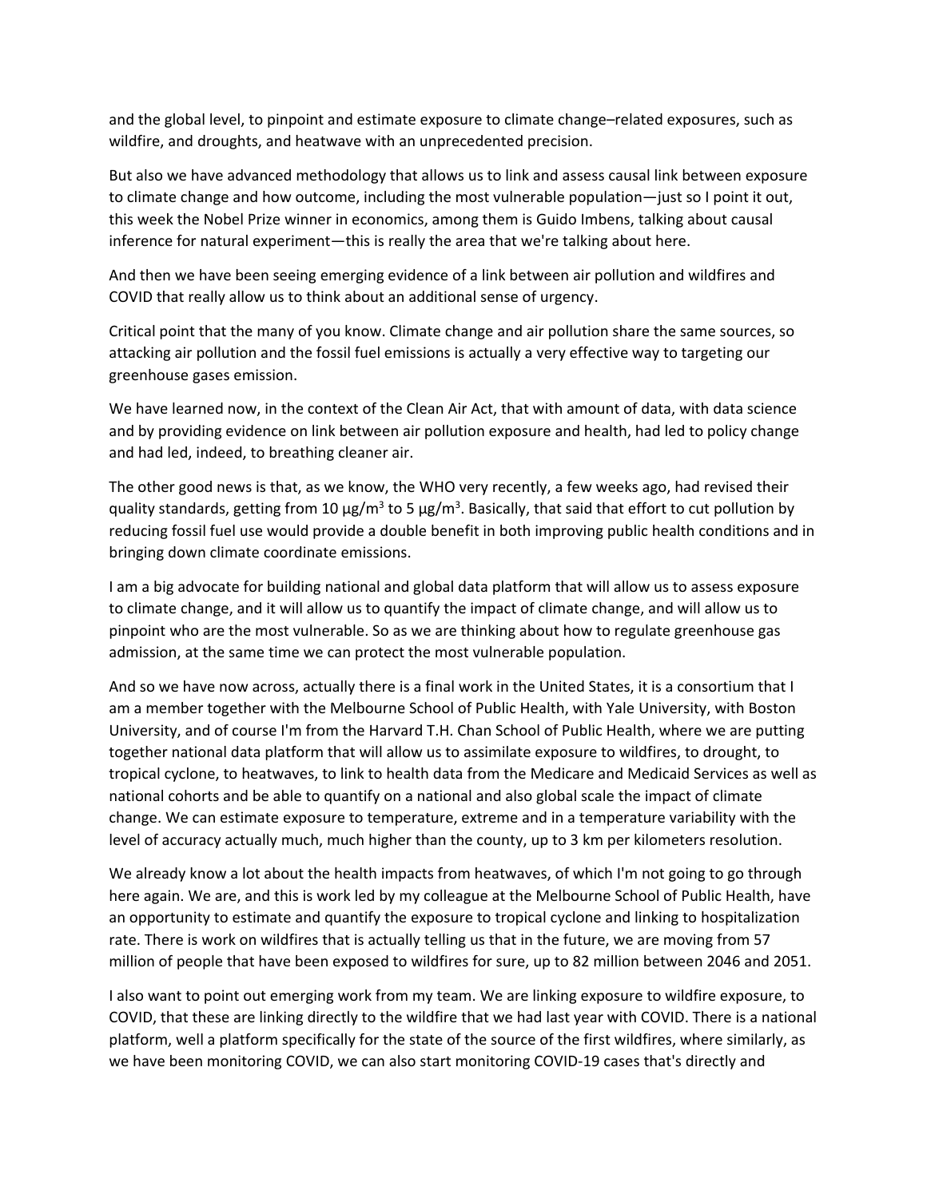and the global level, to pinpoint and estimate exposure to climate change–related exposures, such as wildfire, and droughts, and heatwave with an unprecedented precision.

But also we have advanced methodology that allows us to link and assess causal link between exposure to climate change and how outcome, including the most vulnerable population—just so I point it out, this week the Nobel Prize winner in economics, among them is Guido Imbens, talking about causal inference for natural experiment—this is really the area that we're talking about here.

And then we have been seeing emerging evidence of a link between air pollution and wildfires and COVID that really allow us to think about an additional sense of urgency.

Critical point that the many of you know. Climate change and air pollution share the same sources, so attacking air pollution and the fossil fuel emissions is actually a very effective way to targeting our greenhouse gases emission.

We have learned now, in the context of the Clean Air Act, that with amount of data, with data science and by providing evidence on link between air pollution exposure and health, had led to policy change and had led, indeed, to breathing cleaner air.

The other good news is that, as we know, the WHO very recently, a few weeks ago, had revised their quality standards, getting from 10 μg/m³ to 5 μg/m³. Basically, that said that effort to cut pollution by reducing fossil fuel use would provide a double benefit in both improving public health conditions and in bringing down climate coordinate emissions.

I am a big advocate for building national and global data platform that will allow us to assess exposure to climate change, and it will allow us to quantify the impact of climate change, and will allow us to pinpoint who are the most vulnerable. So as we are thinking about how to regulate greenhouse gas admission, at the same time we can protect the most vulnerable population.

And so we have now across, actually there is a final work in the United States, it is a consortium that I am a member together with the Melbourne School of Public Health, with Yale University, with Boston University, and of course I'm from the Harvard T.H. Chan School of Public Health, where we are putting together national data platform that will allow us to assimilate exposure to wildfires, to drought, to tropical cyclone, to heatwaves, to link to health data from the Medicare and Medicaid Services as well as national cohorts and be able to quantify on a national and also global scale the impact of climate change. We can estimate exposure to temperature, extreme and in a temperature variability with the level of accuracy actually much, much higher than the county, up to 3 km per kilometers resolution.

We already know a lot about the health impacts from heatwaves, of which I'm not going to go through here again. We are, and this is work led by my colleague at the Melbourne School of Public Health, have an opportunity to estimate and quantify the exposure to tropical cyclone and linking to hospitalization rate. There is work on wildfires that is actually telling us that in the future, we are moving from 57 million of people that have been exposed to wildfires for sure, up to 82 million between 2046 and 2051.

I also want to point out emerging work from my team. We are linking exposure to wildfire exposure, to COVID, that these are linking directly to the wildfire that we had last year with COVID. There is a national platform, well a platform specifically for the state of the source of the first wildfires, where similarly, as we have been monitoring COVID, we can also start monitoring COVID-19 cases that's directly and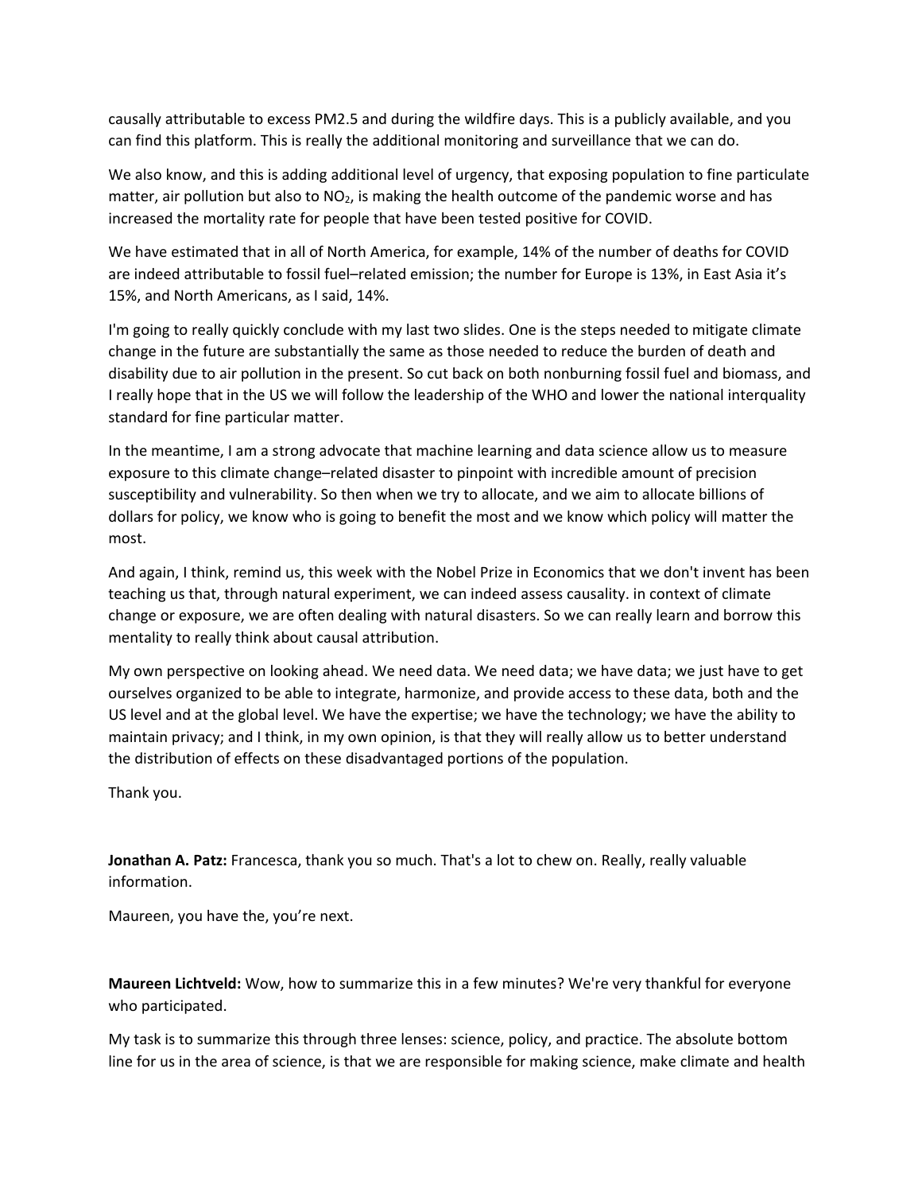causally attributable to excess PM2.5 and during the wildfire days. This is a publicly available, and you can find this platform. This is really the additional monitoring and surveillance that we can do.

We also know, and this is adding additional level of urgency, that exposing population to fine particulate matter, air pollution but also to $NO_2$, is making the health outcome of the pandemic worse and has increased the mortality rate for people that have been tested positive for COVID.

We have estimated that in all of North America, for example, 14% of the number of deaths for COVID are indeed attributable to fossil fuel–related emission; the number for Europe is 13%, in East Asia it's 15%, and North Americans, as I said, 14%.

I'm going to really quickly conclude with my last two slides. One is the steps needed to mitigate climate change in the future are substantially the same as those needed to reduce the burden of death and disability due to air pollution in the present. So cut back on both nonburning fossil fuel and biomass, and I really hope that in the US we will follow the leadership of the WHO and lower the national interquality standard for fine particular matter.

In the meantime, I am a strong advocate that machine learning and data science allow us to measure exposure to this climate change–related disaster to pinpoint with incredible amount of precision susceptibility and vulnerability. So then when we try to allocate, and we aim to allocate billions of dollars for policy, we know who is going to benefit the most and we know which policy will matter the most.

And again, I think, remind us, this week with the Nobel Prize in Economics that we don't invent has been teaching us that, through natural experiment, we can indeed assess causality. in context of climate change or exposure, we are often dealing with natural disasters. So we can really learn and borrow this mentality to really think about causal attribution.

My own perspective on looking ahead. We need data. We need data; we have data; we just have to get ourselves organized to be able to integrate, harmonize, and provide access to these data, both and the US level and at the global level. We have the expertise; we have the technology; we have the ability to maintain privacy; and I think, in my own opinion, is that they will really allow us to better understand the distribution of effects on these disadvantaged portions of the population.

Thank you.

**Jonathan A. Patz:** Francesca, thank you so much. That's a lot to chew on. Really, really valuable information.

Maureen, you have the, you're next.

**Maureen Lichtveld:** Wow, how to summarize this in a few minutes? We're very thankful for everyone who participated.

My task is to summarize this through three lenses: science, policy, and practice. The absolute bottom line for us in the area of science, is that we are responsible for making science, make climate and health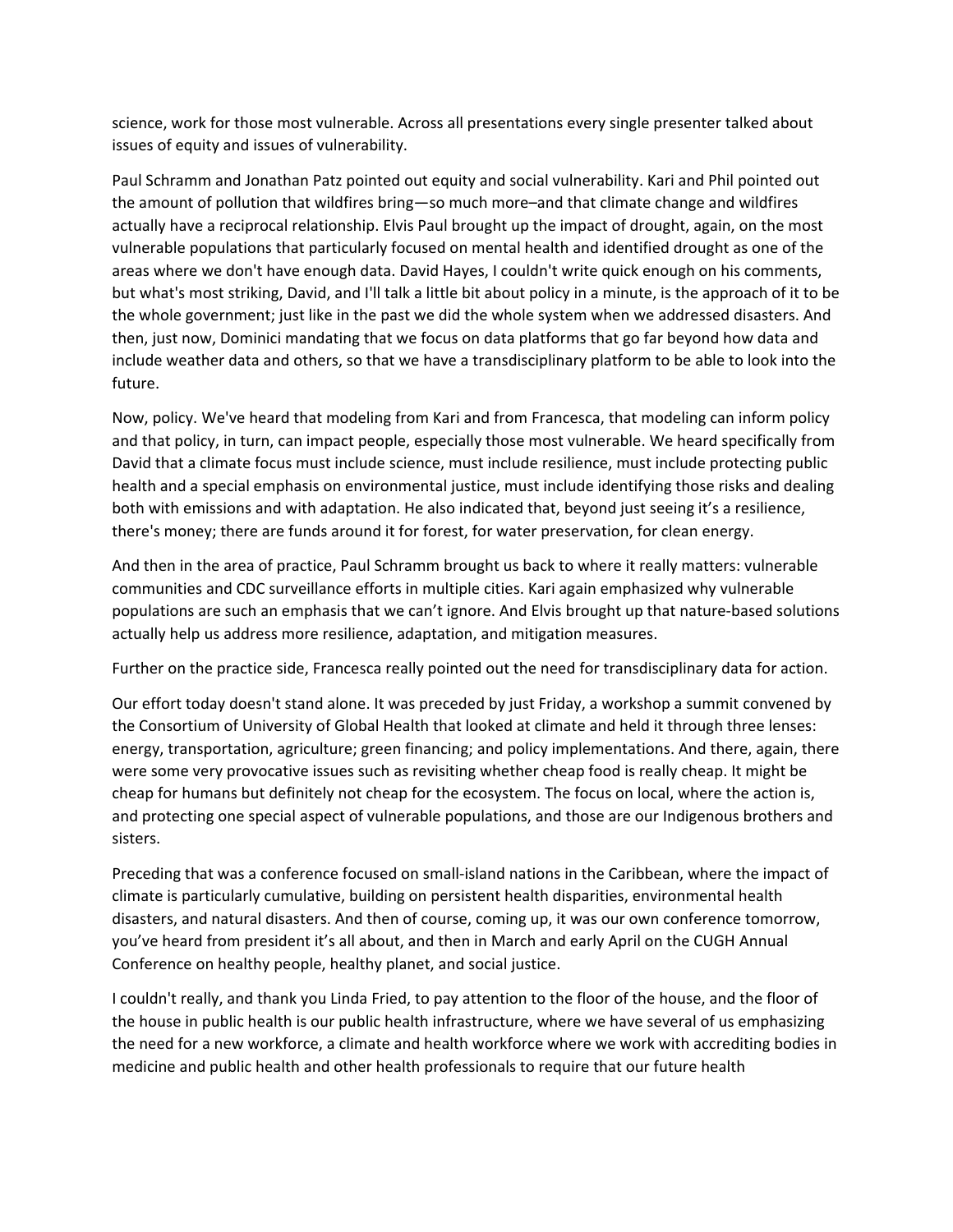science, work for those most vulnerable. Across all presentations every single presenter talked about issues of equity and issues of vulnerability.

Paul Schramm and Jonathan Patz pointed out equity and social vulnerability. Kari and Phil pointed out the amount of pollution that wildfires bring—so much more–and that climate change and wildfires actually have a reciprocal relationship. Elvis Paul brought up the impact of drought, again, on the most vulnerable populations that particularly focused on mental health and identified drought as one of the areas where we don't have enough data. David Hayes, I couldn't write quick enough on his comments, but what's most striking, David, and I'll talk a little bit about policy in a minute, is the approach of it to be the whole government; just like in the past we did the whole system when we addressed disasters. And then, just now, Dominici mandating that we focus on data platforms that go far beyond how data and include weather data and others, so that we have a transdisciplinary platform to be able to look into the future.

Now, policy. We've heard that modeling from Kari and from Francesca, that modeling can inform policy and that policy, in turn, can impact people, especially those most vulnerable. We heard specifically from David that a climate focus must include science, must include resilience, must include protecting public health and a special emphasis on environmental justice, must include identifying those risks and dealing both with emissions and with adaptation. He also indicated that, beyond just seeing it's a resilience, there's money; there are funds around it for forest, for water preservation, for clean energy.

And then in the area of practice, Paul Schramm brought us back to where it really matters: vulnerable communities and CDC surveillance efforts in multiple cities. Kari again emphasized why vulnerable populations are such an emphasis that we can't ignore. And Elvis brought up that nature-based solutions actually help us address more resilience, adaptation, and mitigation measures.

Further on the practice side, Francesca really pointed out the need for transdisciplinary data for action.

Our effort today doesn't stand alone. It was preceded by just Friday, a workshop a summit convened by the Consortium of University of Global Health that looked at climate and held it through three lenses: energy, transportation, agriculture; green financing; and policy implementations. And there, again, there were some very provocative issues such as revisiting whether cheap food is really cheap. It might be cheap for humans but definitely not cheap for the ecosystem. The focus on local, where the action is, and protecting one special aspect of vulnerable populations, and those are our Indigenous brothers and sisters.

Preceding that was a conference focused on small-island nations in the Caribbean, where the impact of climate is particularly cumulative, building on persistent health disparities, environmental health disasters, and natural disasters. And then of course, coming up, it was our own conference tomorrow, you've heard from president it's all about, and then in March and early April on the CUGH Annual Conference on healthy people, healthy planet, and social justice.

I couldn't really, and thank you Linda Fried, to pay attention to the floor of the house, and the floor of the house in public health is our public health infrastructure, where we have several of us emphasizing the need for a new workforce, a climate and health workforce where we work with accrediting bodies in medicine and public health and other health professionals to require that our future health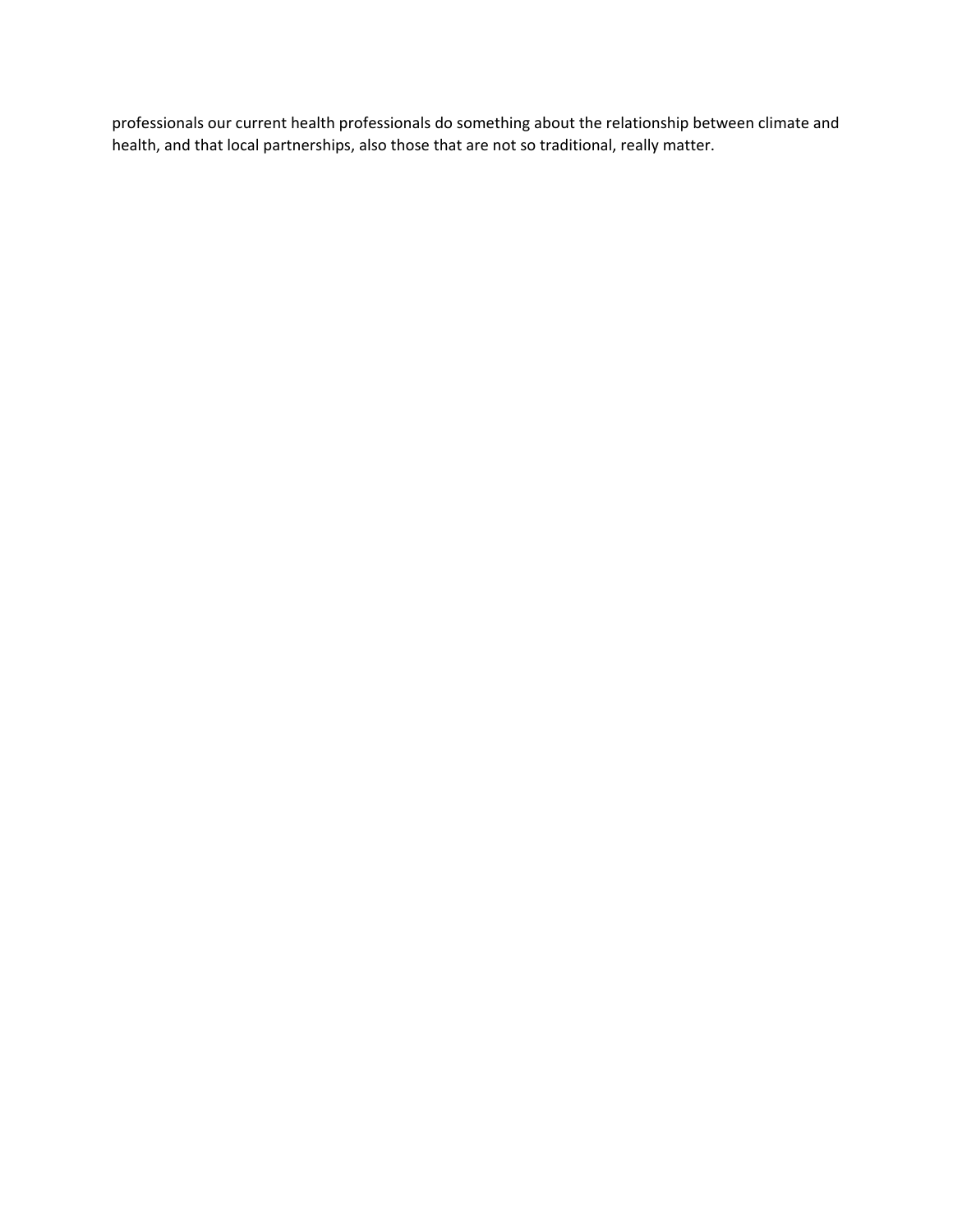professionals our current health professionals do something about the relationship between climate and health, and that local partnerships, also those that are not so traditional, really matter.